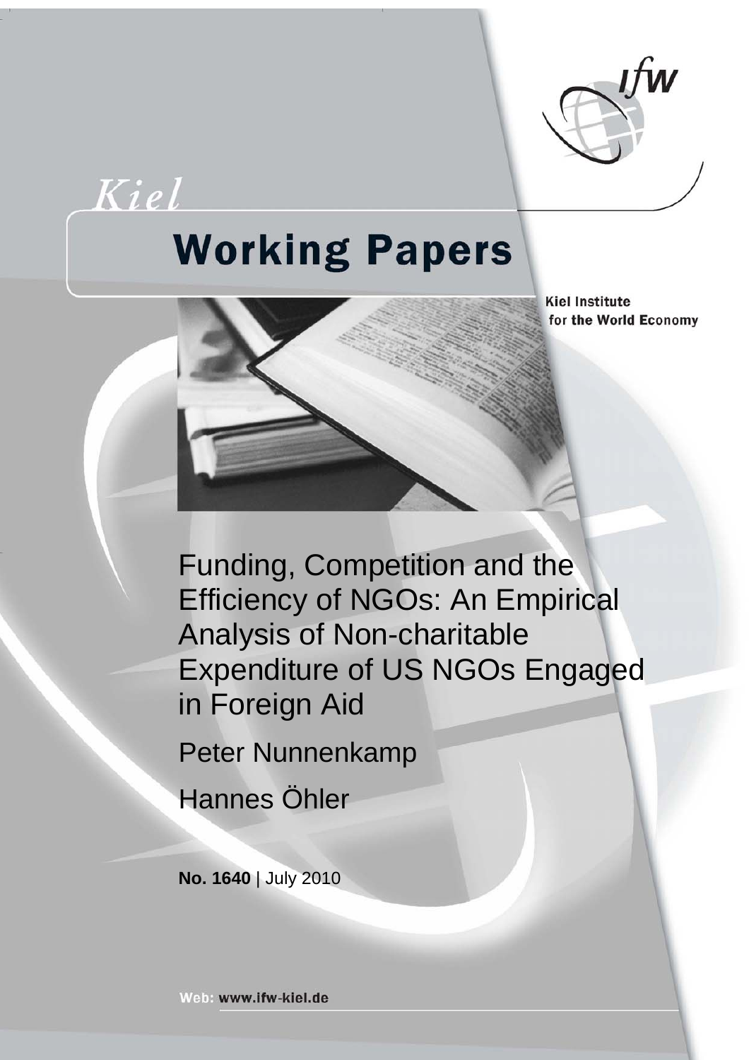Kiel

# Working Papers

Kiel Institute for the World Economy

# Funding, Competition and the Efficiency of NGOs: An Empirical Analysis of Non-charitable Expenditure of US NGOs Engaged in Foreign Aid

Peter Nunnenkamp

Hannes Öhler

**No. 1640** | July 2010

Web: www.ifw-kiel.de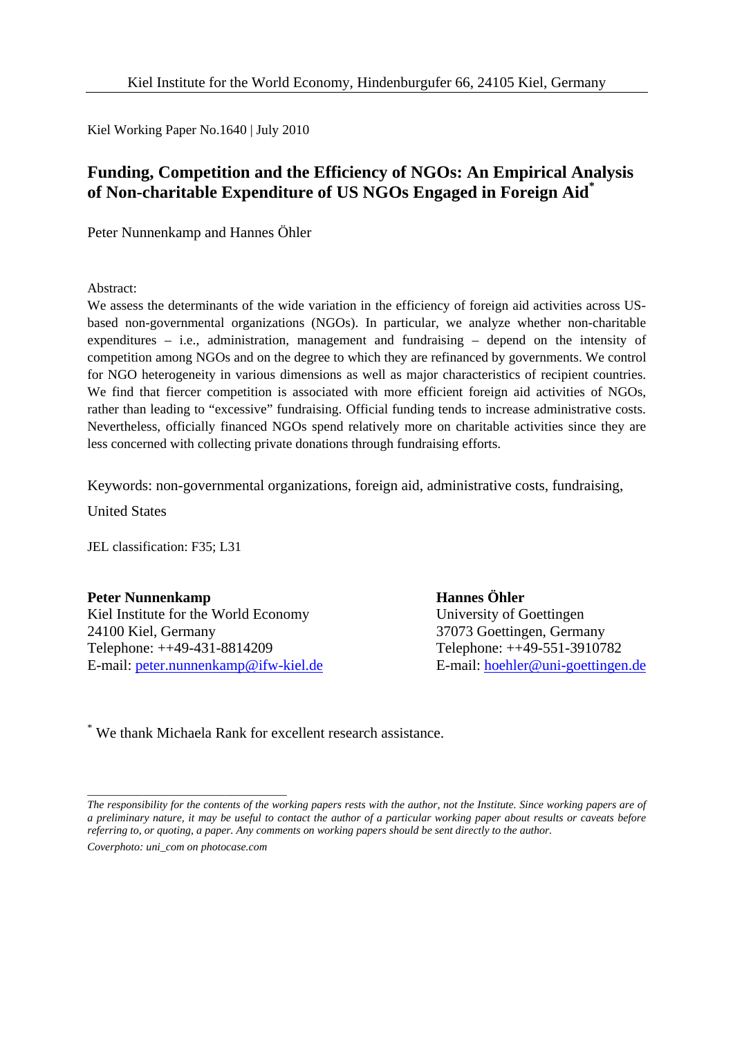Kiel Institute for the World Economy, Hindenburgufer 66, 24105 Kiel, Germany

Kiel Working Paper No.1640 | July 2010

# Funding, Competition and the Efficiency of NGOs: An Empirical Analysis of Non-charitable Expenditure of US NGOs Engaged in Foreign Aid*

Peter Nunnenkamp and Hannes Öhler

Abstract:

We assess the determinants of the wide variation in the efficiency of foreign aid activities across US-based non-governmental organizations (NGOs). In particular, we analyze whether non-charitable expenditures – i.e., administration, management and fundraising – depend on the intensity of competition among NGOs and on the degree to which they are refinanced by governments. We control for NGO heterogeneity in various dimensions as well as major characteristics of recipient countries. We find that fiercer competition is associated with more efficient foreign aid activities of NGOs, rather than leading to "excessive" fundraising. Official funding tends to increase administrative costs. Nevertheless, officially financed NGOs spend relatively more on charitable activities since they are less concerned with collecting private donations through fundraising efforts.

Keywords: non-governmental organizations, foreign aid, administrative costs, fundraising, United States

JEL classification: F35; L31

**Peter Nunnenkamp**
Kiel Institute for the World Economy
24100 Kiel, Germany
Telephone: ++49-431-8814209
E-mail: peter.nunnenkamp@ifw-kiel.de

**Hannes Öhler**
University of Goettingen
37073 Goettingen, Germany
Telephone: ++49-551-3910782
E-mail: hoehler@uni-goettingen.de

* We thank Michaela Rank for excellent research assistance.

*The responsibility for the contents of the working papers rests with the author, not the Institute. Since working papers are of a preliminary nature, it may be useful to contact the author of a particular working paper about results or caveats before referring to, or quoting, a paper. Any comments on working papers should be sent directly to the author.*

*Coverphoto: uni_com on photocase.com*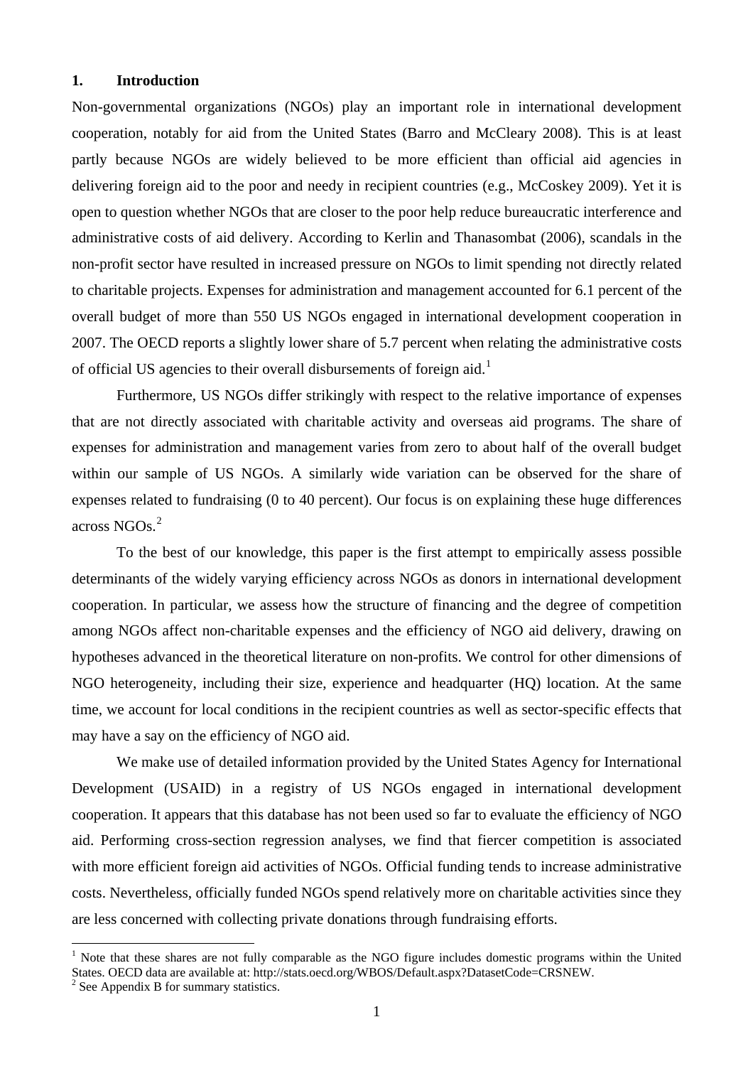## 1. Introduction

Non-governmental organizations (NGOs) play an important role in international development cooperation, notably for aid from the United States (Barro and McCleary 2008). This is at least partly because NGOs are widely believed to be more efficient than official aid agencies in delivering foreign aid to the poor and needy in recipient countries (e.g., McCoskey 2009). Yet it is open to question whether NGOs that are closer to the poor help reduce bureaucratic interference and administrative costs of aid delivery. According to Kerlin and Thanasombat (2006), scandals in the non-profit sector have resulted in increased pressure on NGOs to limit spending not directly related to charitable projects. Expenses for administration and management accounted for 6.1 percent of the overall budget of more than 550 US NGOs engaged in international development cooperation in 2007. The OECD reports a slightly lower share of 5.7 percent when relating the administrative costs of official US agencies to their overall disbursements of foreign aid.[1]

Furthermore, US NGOs differ strikingly with respect to the relative importance of expenses that are not directly associated with charitable activity and overseas aid programs. The share of expenses for administration and management varies from zero to about half of the overall budget within our sample of US NGOs. A similarly wide variation can be observed for the share of expenses related to fundraising (0 to 40 percent). Our focus is on explaining these huge differences across NGOs.[2]

To the best of our knowledge, this paper is the first attempt to empirically assess possible determinants of the widely varying efficiency across NGOs as donors in international development cooperation. In particular, we assess how the structure of financing and the degree of competition among NGOs affect non-charitable expenses and the efficiency of NGO aid delivery, drawing on hypotheses advanced in the theoretical literature on non-profits. We control for other dimensions of NGO heterogeneity, including their size, experience and headquarter (HQ) location. At the same time, we account for local conditions in the recipient countries as well as sector-specific effects that may have a say on the efficiency of NGO aid.

We make use of detailed information provided by the United States Agency for International Development (USAID) in a registry of US NGOs engaged in international development cooperation. It appears that this database has not been used so far to evaluate the efficiency of NGO aid. Performing cross-section regression analyses, we find that fiercer competition is associated with more efficient foreign aid activities of NGOs. Official funding tends to increase administrative costs. Nevertheless, officially funded NGOs spend relatively more on charitable activities since they are less concerned with collecting private donations through fundraising efforts.

---

[1] Note that these shares are not fully comparable as the NGO figure includes domestic programs within the United States. OECD data are available at: http://stats.oecd.org/WBOS/Default.aspx?DatasetCode=CRSNEW.

[2] See Appendix B for summary statistics.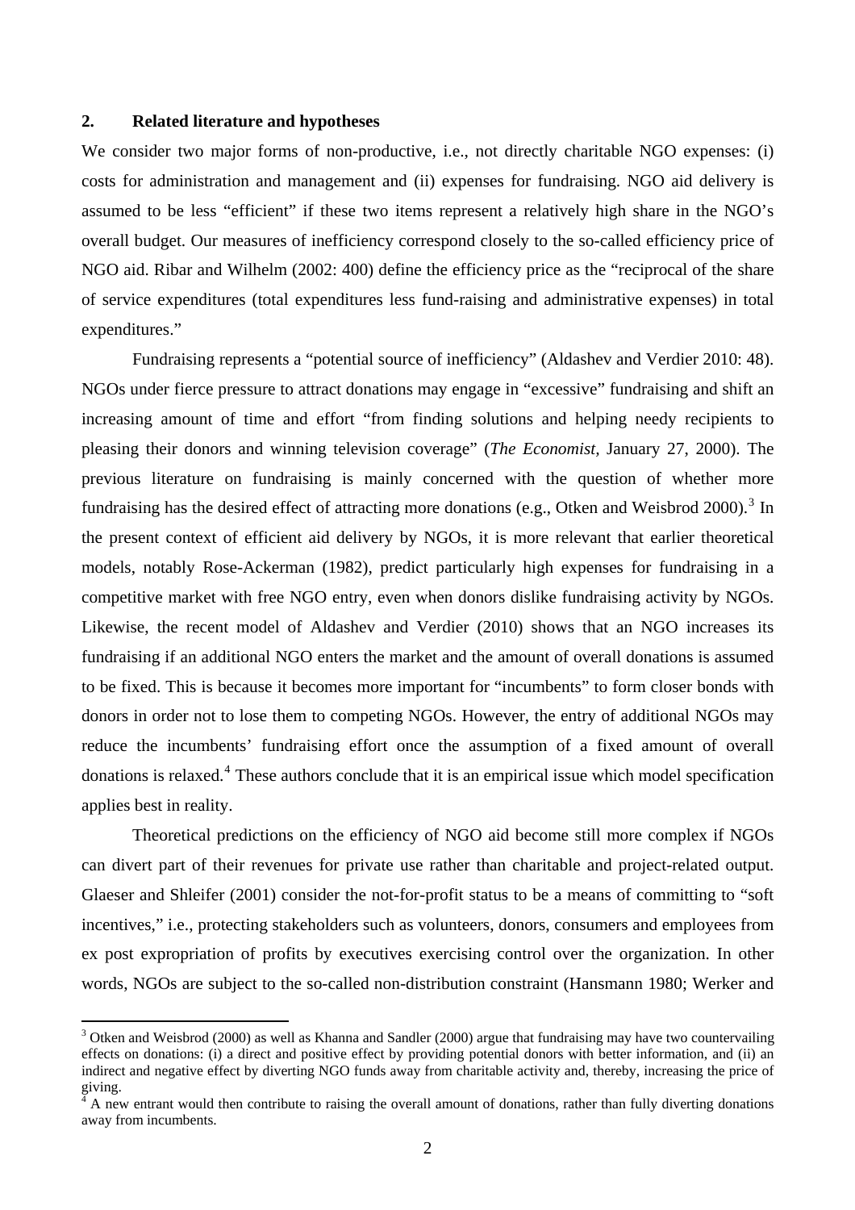## 2. Related literature and hypotheses

We consider two major forms of non-productive, i.e., not directly charitable NGO expenses: (i) costs for administration and management and (ii) expenses for fundraising. NGO aid delivery is assumed to be less "efficient" if these two items represent a relatively high share in the NGO's overall budget. Our measures of inefficiency correspond closely to the so-called efficiency price of NGO aid. Ribar and Wilhelm (2002: 400) define the efficiency price as the "reciprocal of the share of service expenditures (total expenditures less fund-raising and administrative expenses) in total expenditures."

Fundraising represents a "potential source of inefficiency" (Aldashev and Verdier 2010: 48). NGOs under fierce pressure to attract donations may engage in "excessive" fundraising and shift an increasing amount of time and effort "from finding solutions and helping needy recipients to pleasing their donors and winning television coverage" (*The Economist*, January 27, 2000). The previous literature on fundraising is mainly concerned with the question of whether more fundraising has the desired effect of attracting more donations (e.g., Otken and Weisbrod 2000).[3] In the present context of efficient aid delivery by NGOs, it is more relevant that earlier theoretical models, notably Rose-Ackerman (1982), predict particularly high expenses for fundraising in a competitive market with free NGO entry, even when donors dislike fundraising activity by NGOs. Likewise, the recent model of Aldashev and Verdier (2010) shows that an NGO increases its fundraising if an additional NGO enters the market and the amount of overall donations is assumed to be fixed. This is because it becomes more important for "incumbents" to form closer bonds with donors in order not to lose them to competing NGOs. However, the entry of additional NGOs may reduce the incumbents' fundraising effort once the assumption of a fixed amount of overall donations is relaxed.[4] These authors conclude that it is an empirical issue which model specification applies best in reality.

Theoretical predictions on the efficiency of NGO aid become still more complex if NGOs can divert part of their revenues for private use rather than charitable and project-related output. Glaeser and Shleifer (2001) consider the not-for-profit status to be a means of committing to "soft incentives," i.e., protecting stakeholders such as volunteers, donors, consumers and employees from ex post expropriation of profits by executives exercising control over the organization. In other words, NGOs are subject to the so-called non-distribution constraint (Hansmann 1980; Werker and

---

[3] Otken and Weisbrod (2000) as well as Khanna and Sandler (2000) argue that fundraising may have two countervailing effects on donations: (i) a direct and positive effect by providing potential donors with better information, and (ii) an indirect and negative effect by diverting NGO funds away from charitable activity and, thereby, increasing the price of giving.

[4] A new entrant would then contribute to raising the overall amount of donations, rather than fully diverting donations away from incumbents.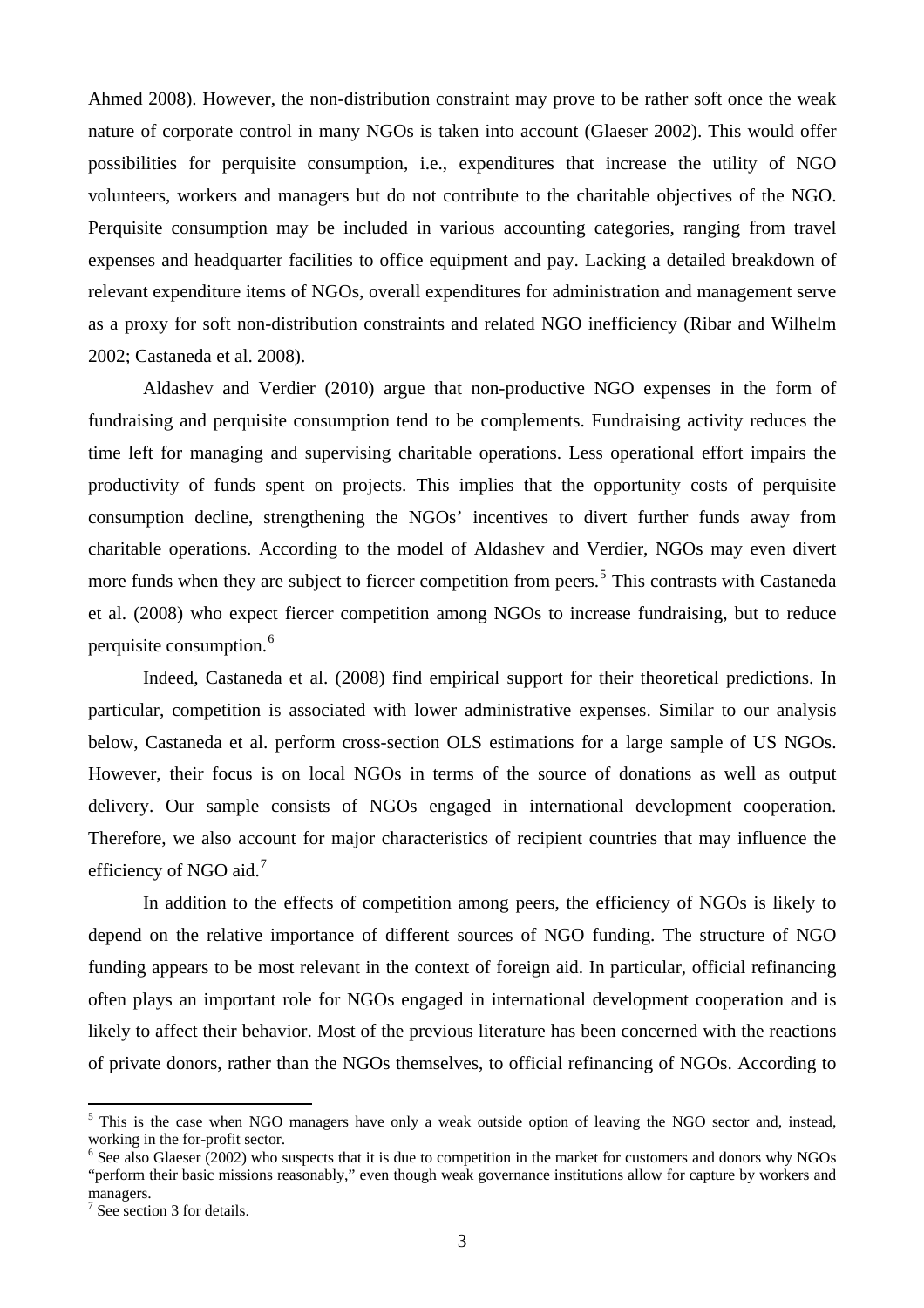Ahmed 2008). However, the non-distribution constraint may prove to be rather soft once the weak nature of corporate control in many NGOs is taken into account (Glaeser 2002). This would offer possibilities for perquisite consumption, i.e., expenditures that increase the utility of NGO volunteers, workers and managers but do not contribute to the charitable objectives of the NGO. Perquisite consumption may be included in various accounting categories, ranging from travel expenses and headquarter facilities to office equipment and pay. Lacking a detailed breakdown of relevant expenditure items of NGOs, overall expenditures for administration and management serve as a proxy for soft non-distribution constraints and related NGO inefficiency (Ribar and Wilhelm 2002; Castaneda et al. 2008).

Aldashev and Verdier (2010) argue that non-productive NGO expenses in the form of fundraising and perquisite consumption tend to be complements. Fundraising activity reduces the time left for managing and supervising charitable operations. Less operational effort impairs the productivity of funds spent on projects. This implies that the opportunity costs of perquisite consumption decline, strengthening the NGOs' incentives to divert further funds away from charitable operations. According to the model of Aldashev and Verdier, NGOs may even divert more funds when they are subject to fiercer competition from peers.[5] This contrasts with Castaneda et al. (2008) who expect fiercer competition among NGOs to increase fundraising, but to reduce perquisite consumption.[6]

Indeed, Castaneda et al. (2008) find empirical support for their theoretical predictions. In particular, competition is associated with lower administrative expenses. Similar to our analysis below, Castaneda et al. perform cross-section OLS estimations for a large sample of US NGOs. However, their focus is on local NGOs in terms of the source of donations as well as output delivery. Our sample consists of NGOs engaged in international development cooperation. Therefore, we also account for major characteristics of recipient countries that may influence the efficiency of NGO aid.[7]

In addition to the effects of competition among peers, the efficiency of NGOs is likely to depend on the relative importance of different sources of NGO funding. The structure of NGO funding appears to be most relevant in the context of foreign aid. In particular, official refinancing often plays an important role for NGOs engaged in international development cooperation and is likely to affect their behavior. Most of the previous literature has been concerned with the reactions of private donors, rather than the NGOs themselves, to official refinancing of NGOs. According to

[5] This is the case when NGO managers have only a weak outside option of leaving the NGO sector and, instead, working in the for-profit sector.

[6] See also Glaeser (2002) who suspects that it is due to competition in the market for customers and donors why NGOs "perform their basic missions reasonably," even though weak governance institutions allow for capture by workers and managers.

[7] See section 3 for details.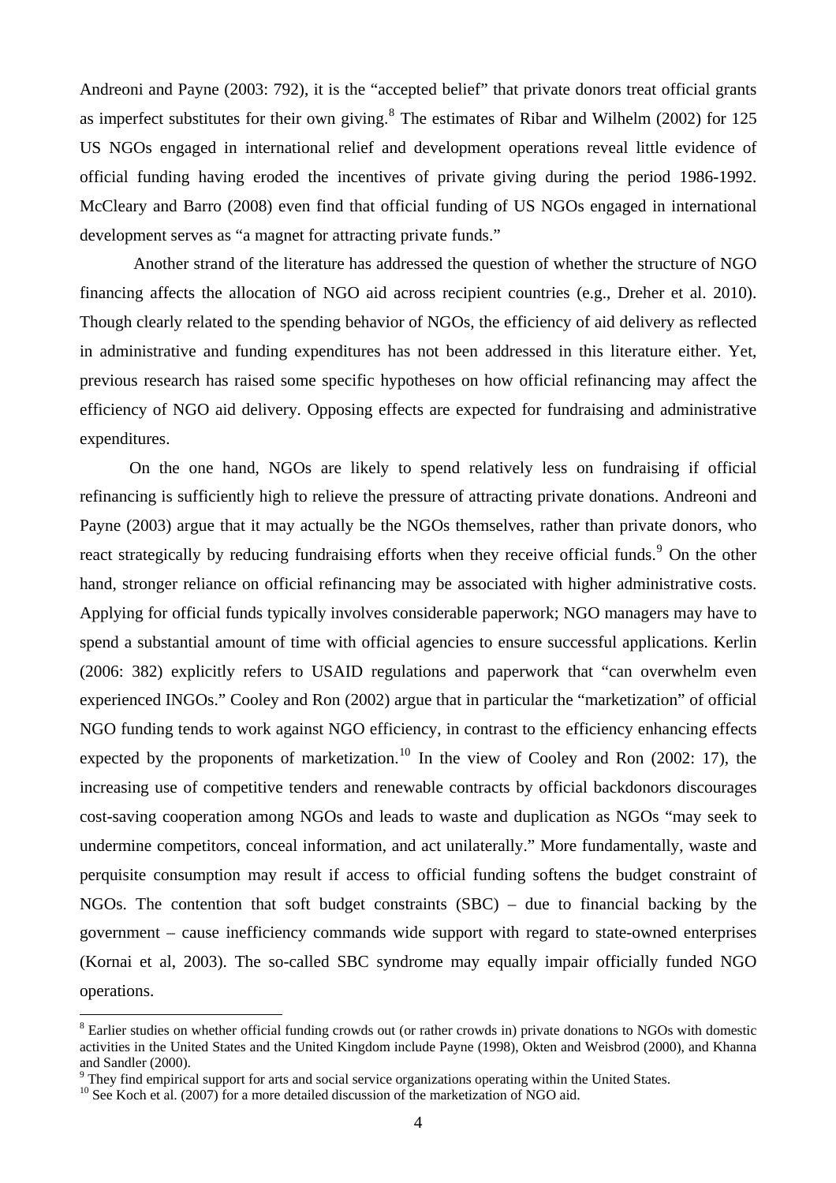Andreoni and Payne (2003: 792), it is the "accepted belief" that private donors treat official grants as imperfect substitutes for their own giving.[8] The estimates of Ribar and Wilhelm (2002) for 125 US NGOs engaged in international relief and development operations reveal little evidence of official funding having eroded the incentives of private giving during the period 1986-1992. McCleary and Barro (2008) even find that official funding of US NGOs engaged in international development serves as "a magnet for attracting private funds."

Another strand of the literature has addressed the question of whether the structure of NGO financing affects the allocation of NGO aid across recipient countries (e.g., Dreher et al. 2010). Though clearly related to the spending behavior of NGOs, the efficiency of aid delivery as reflected in administrative and funding expenditures has not been addressed in this literature either. Yet, previous research has raised some specific hypotheses on how official refinancing may affect the efficiency of NGO aid delivery. Opposing effects are expected for fundraising and administrative expenditures.

On the one hand, NGOs are likely to spend relatively less on fundraising if official refinancing is sufficiently high to relieve the pressure of attracting private donations. Andreoni and Payne (2003) argue that it may actually be the NGOs themselves, rather than private donors, who react strategically by reducing fundraising efforts when they receive official funds.[9] On the other hand, stronger reliance on official refinancing may be associated with higher administrative costs. Applying for official funds typically involves considerable paperwork; NGO managers may have to spend a substantial amount of time with official agencies to ensure successful applications. Kerlin (2006: 382) explicitly refers to USAID regulations and paperwork that "can overwhelm even experienced INGOs." Cooley and Ron (2002) argue that in particular the "marketization" of official NGO funding tends to work against NGO efficiency, in contrast to the efficiency enhancing effects expected by the proponents of marketization.[10] In the view of Cooley and Ron (2002: 17), the increasing use of competitive tenders and renewable contracts by official backdonors discourages cost-saving cooperation among NGOs and leads to waste and duplication as NGOs "may seek to undermine competitors, conceal information, and act unilaterally." More fundamentally, waste and perquisite consumption may result if access to official funding softens the budget constraint of NGOs. The contention that soft budget constraints (SBC) – due to financial backing by the government – cause inefficiency commands wide support with regard to state-owned enterprises (Kornai et al, 2003). The so-called SBC syndrome may equally impair officially funded NGO operations.

---

[8] Earlier studies on whether official funding crowds out (or rather crowds in) private donations to NGOs with domestic activities in the United States and the United Kingdom include Payne (1998), Okten and Weisbrod (2000), and Khanna and Sandler (2000).

[9] They find empirical support for arts and social service organizations operating within the United States.

[10] See Koch et al. (2007) for a more detailed discussion of the marketization of NGO aid.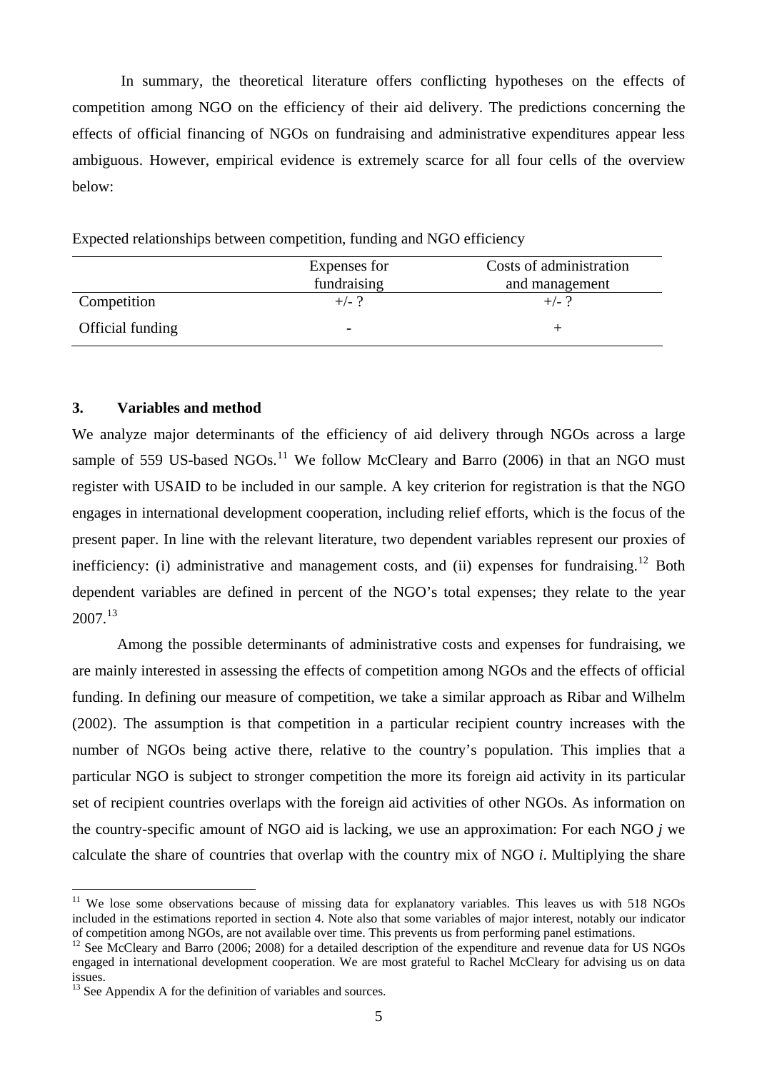In summary, the theoretical literature offers conflicting hypotheses on the effects of competition among NGO on the efficiency of their aid delivery. The predictions concerning the effects of official financing of NGOs on fundraising and administrative expenditures appear less ambiguous. However, empirical evidence is extremely scarce for all four cells of the overview below:

Expected relationships between competition, funding and NGO efficiency

| | Expenses for fundraising | Costs of administration and management |
|---|---|---|
| Competition | +/- ? | +/- ? |
| Official funding | - | + |

## 3. Variables and method

We analyze major determinants of the efficiency of aid delivery through NGOs across a large sample of 559 US-based NGOs.[11] We follow McCleary and Barro (2006) in that an NGO must register with USAID to be included in our sample. A key criterion for registration is that the NGO engages in international development cooperation, including relief efforts, which is the focus of the present paper. In line with the relevant literature, two dependent variables represent our proxies of inefficiency: (i) administrative and management costs, and (ii) expenses for fundraising.[12] Both dependent variables are defined in percent of the NGO's total expenses; they relate to the year 2007.[13]

Among the possible determinants of administrative costs and expenses for fundraising, we are mainly interested in assessing the effects of competition among NGOs and the effects of official funding. In defining our measure of competition, we take a similar approach as Ribar and Wilhelm (2002). The assumption is that competition in a particular recipient country increases with the number of NGOs being active there, relative to the country's population. This implies that a particular NGO is subject to stronger competition the more its foreign aid activity in its particular set of recipient countries overlaps with the foreign aid activities of other NGOs. As information on the country-specific amount of NGO aid is lacking, we use an approximation: For each NGO *j* we calculate the share of countries that overlap with the country mix of NGO *i*. Multiplying the share

[11] We lose some observations because of missing data for explanatory variables. This leaves us with 518 NGOs included in the estimations reported in section 4. Note also that some variables of major interest, notably our indicator of competition among NGOs, are not available over time. This prevents us from performing panel estimations.

[12] See McCleary and Barro (2006; 2008) for a detailed description of the expenditure and revenue data for US NGOs engaged in international development cooperation. We are most grateful to Rachel McCleary for advising us on data issues.

[13] See Appendix A for the definition of variables and sources.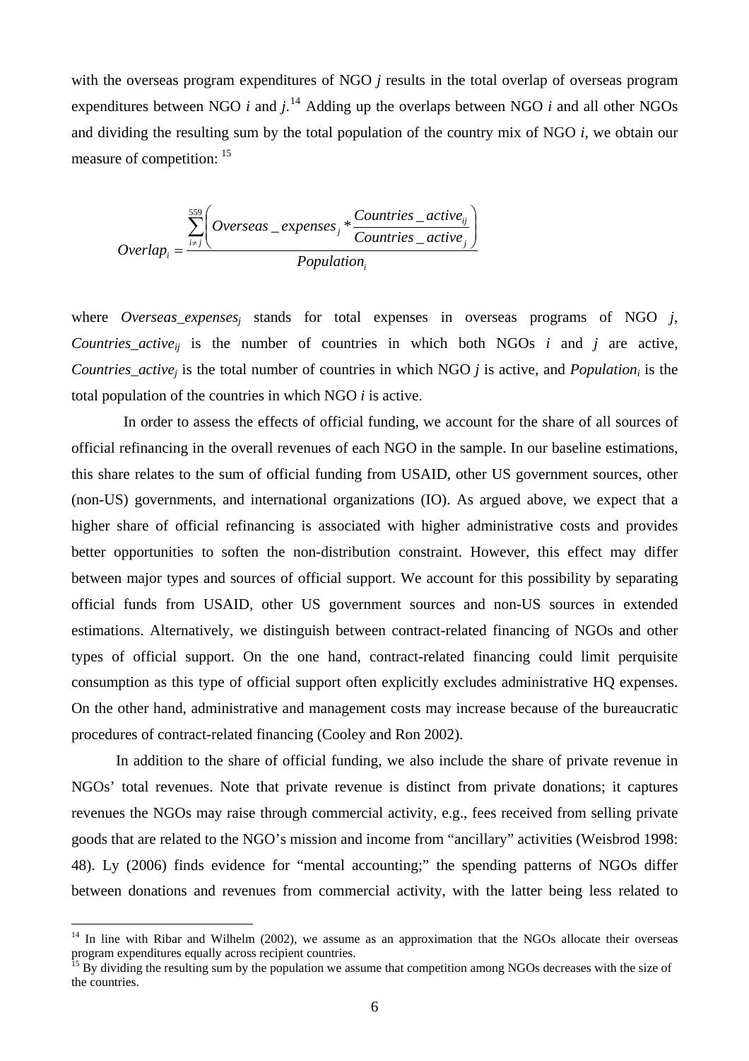with the overseas program expenditures of NGO $j$ results in the total overlap of overseas program expenditures between NGO $i$ and $j$.[14] Adding up the overlaps between NGO $i$ and all other NGOs and dividing the resulting sum by the total population of the country mix of NGO $i$, we obtain our measure of competition: [15]

$$Overlap_i = \frac{\sum_{i \neq j}^{559} \left( Overseas\_expenses_j * \frac{Countries\_active_{ij}}{Countries\_active_j} \right)}{Population_i}$$

where $Overseas\_expenses_j$ stands for total expenses in overseas programs of NGO $j$, $Countries\_active_{ij}$ is the number of countries in which both NGOs $i$ and $j$ are active, $Countries\_active_j$ is the total number of countries in which NGO $j$ is active, and $Population_i$ is the total population of the countries in which NGO $i$ is active.

In order to assess the effects of official funding, we account for the share of all sources of official refinancing in the overall revenues of each NGO in the sample. In our baseline estimations, this share relates to the sum of official funding from USAID, other US government sources, other (non-US) governments, and international organizations (IO). As argued above, we expect that a higher share of official refinancing is associated with higher administrative costs and provides better opportunities to soften the non-distribution constraint. However, this effect may differ between major types and sources of official support. We account for this possibility by separating official funds from USAID, other US government sources and non-US sources in extended estimations. Alternatively, we distinguish between contract-related financing of NGOs and other types of official support. On the one hand, contract-related financing could limit perquisite consumption as this type of official support often explicitly excludes administrative HQ expenses. On the other hand, administrative and management costs may increase because of the bureaucratic procedures of contract-related financing (Cooley and Ron 2002).

In addition to the share of official funding, we also include the share of private revenue in NGOs' total revenues. Note that private revenue is distinct from private donations; it captures revenues the NGOs may raise through commercial activity, e.g., fees received from selling private goods that are related to the NGO's mission and income from "ancillary" activities (Weisbrod 1998: 48). Ly (2006) finds evidence for "mental accounting;" the spending patterns of NGOs differ between donations and revenues from commercial activity, with the latter being less related to

[14] In line with Ribar and Wilhelm (2002), we assume as an approximation that the NGOs allocate their overseas program expenditures equally across recipient countries.

[15] By dividing the resulting sum by the population we assume that competition among NGOs decreases with the size of the countries.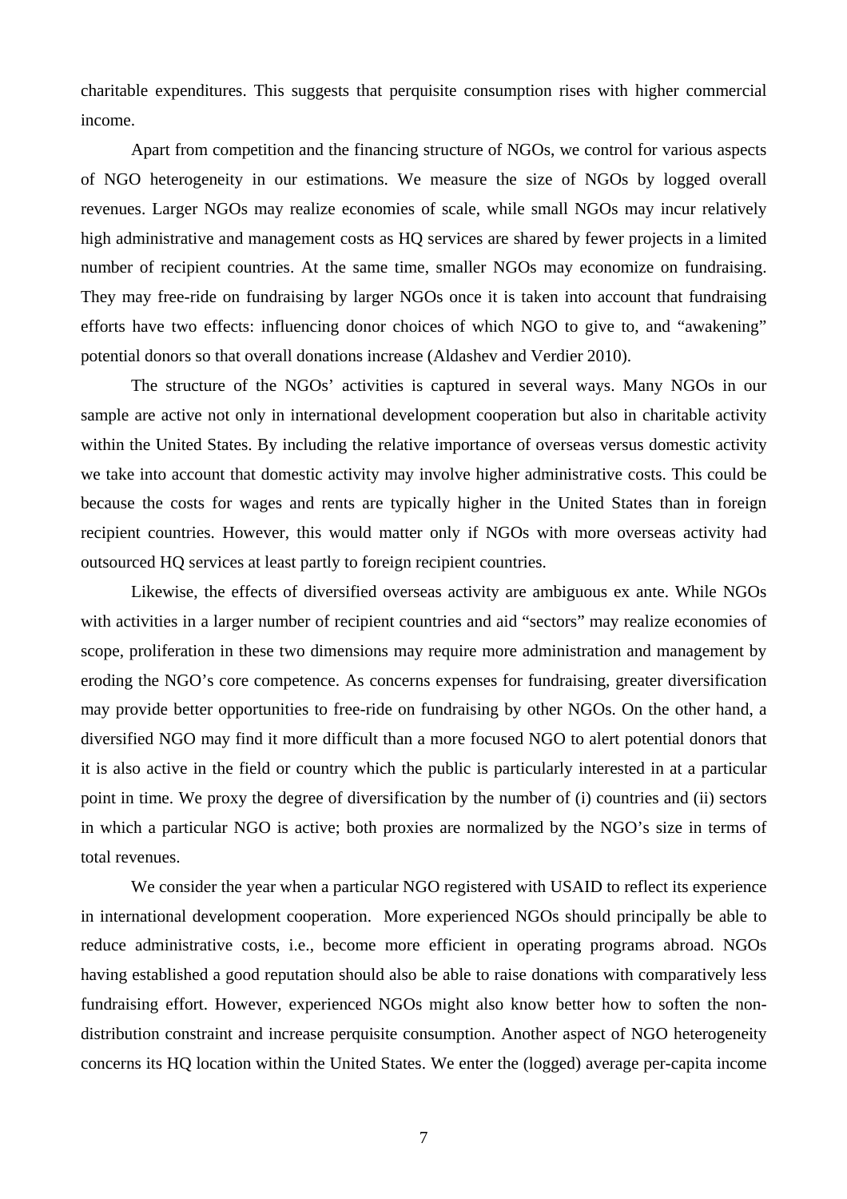charitable expenditures. This suggests that perquisite consumption rises with higher commercial income.

Apart from competition and the financing structure of NGOs, we control for various aspects of NGO heterogeneity in our estimations. We measure the size of NGOs by logged overall revenues. Larger NGOs may realize economies of scale, while small NGOs may incur relatively high administrative and management costs as HQ services are shared by fewer projects in a limited number of recipient countries. At the same time, smaller NGOs may economize on fundraising. They may free-ride on fundraising by larger NGOs once it is taken into account that fundraising efforts have two effects: influencing donor choices of which NGO to give to, and "awakening" potential donors so that overall donations increase (Aldashev and Verdier 2010).

The structure of the NGOs' activities is captured in several ways. Many NGOs in our sample are active not only in international development cooperation but also in charitable activity within the United States. By including the relative importance of overseas versus domestic activity we take into account that domestic activity may involve higher administrative costs. This could be because the costs for wages and rents are typically higher in the United States than in foreign recipient countries. However, this would matter only if NGOs with more overseas activity had outsourced HQ services at least partly to foreign recipient countries.

Likewise, the effects of diversified overseas activity are ambiguous ex ante. While NGOs with activities in a larger number of recipient countries and aid "sectors" may realize economies of scope, proliferation in these two dimensions may require more administration and management by eroding the NGO's core competence. As concerns expenses for fundraising, greater diversification may provide better opportunities to free-ride on fundraising by other NGOs. On the other hand, a diversified NGO may find it more difficult than a more focused NGO to alert potential donors that it is also active in the field or country which the public is particularly interested in at a particular point in time. We proxy the degree of diversification by the number of (i) countries and (ii) sectors in which a particular NGO is active; both proxies are normalized by the NGO's size in terms of total revenues.

We consider the year when a particular NGO registered with USAID to reflect its experience in international development cooperation. More experienced NGOs should principally be able to reduce administrative costs, i.e., become more efficient in operating programs abroad. NGOs having established a good reputation should also be able to raise donations with comparatively less fundraising effort. However, experienced NGOs might also know better how to soften the non-distribution constraint and increase perquisite consumption. Another aspect of NGO heterogeneity concerns its HQ location within the United States. We enter the (logged) average per-capita income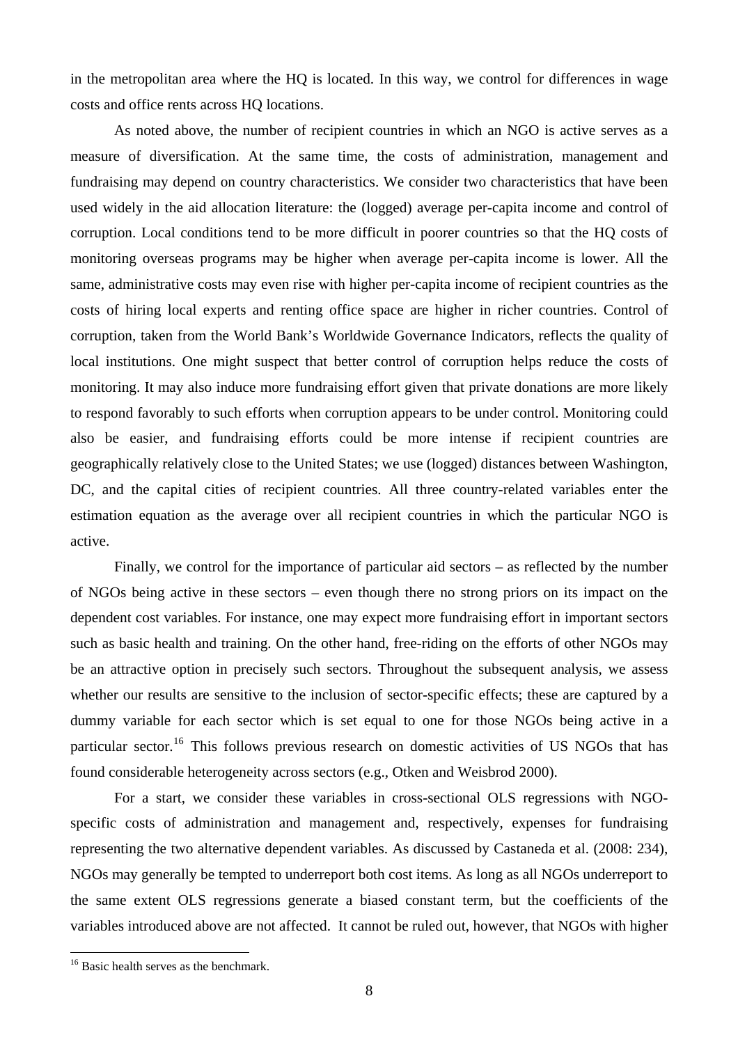in the metropolitan area where the HQ is located. In this way, we control for differences in wage costs and office rents across HQ locations.

As noted above, the number of recipient countries in which an NGO is active serves as a measure of diversification. At the same time, the costs of administration, management and fundraising may depend on country characteristics. We consider two characteristics that have been used widely in the aid allocation literature: the (logged) average per-capita income and control of corruption. Local conditions tend to be more difficult in poorer countries so that the HQ costs of monitoring overseas programs may be higher when average per-capita income is lower. All the same, administrative costs may even rise with higher per-capita income of recipient countries as the costs of hiring local experts and renting office space are higher in richer countries. Control of corruption, taken from the World Bank's Worldwide Governance Indicators, reflects the quality of local institutions. One might suspect that better control of corruption helps reduce the costs of monitoring. It may also induce more fundraising effort given that private donations are more likely to respond favorably to such efforts when corruption appears to be under control. Monitoring could also be easier, and fundraising efforts could be more intense if recipient countries are geographically relatively close to the United States; we use (logged) distances between Washington, DC, and the capital cities of recipient countries. All three country-related variables enter the estimation equation as the average over all recipient countries in which the particular NGO is active.

Finally, we control for the importance of particular aid sectors – as reflected by the number of NGOs being active in these sectors – even though there no strong priors on its impact on the dependent cost variables. For instance, one may expect more fundraising effort in important sectors such as basic health and training. On the other hand, free-riding on the efforts of other NGOs may be an attractive option in precisely such sectors. Throughout the subsequent analysis, we assess whether our results are sensitive to the inclusion of sector-specific effects; these are captured by a dummy variable for each sector which is set equal to one for those NGOs being active in a particular sector.[16] This follows previous research on domestic activities of US NGOs that has found considerable heterogeneity across sectors (e.g., Otken and Weisbrod 2000).

For a start, we consider these variables in cross-sectional OLS regressions with NGO-specific costs of administration and management and, respectively, expenses for fundraising representing the two alternative dependent variables. As discussed by Castaneda et al. (2008: 234), NGOs may generally be tempted to underreport both cost items. As long as all NGOs underreport to the same extent OLS regressions generate a biased constant term, but the coefficients of the variables introduced above are not affected. It cannot be ruled out, however, that NGOs with higher

[16] Basic health serves as the benchmark.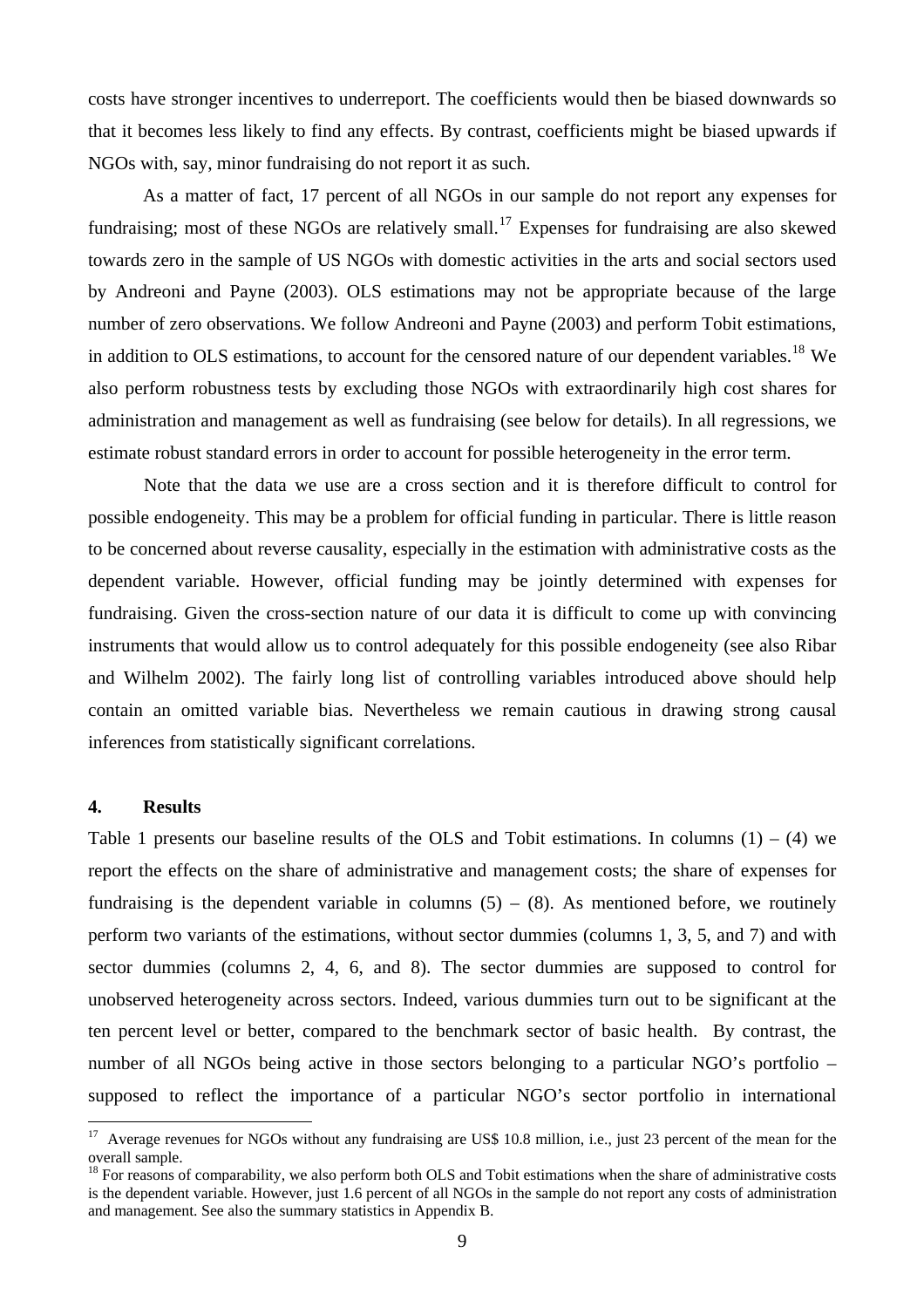costs have stronger incentives to underreport. The coefficients would then be biased downwards so that it becomes less likely to find any effects. By contrast, coefficients might be biased upwards if NGOs with, say, minor fundraising do not report it as such.

As a matter of fact, 17 percent of all NGOs in our sample do not report any expenses for fundraising; most of these NGOs are relatively small.[17] Expenses for fundraising are also skewed towards zero in the sample of US NGOs with domestic activities in the arts and social sectors used by Andreoni and Payne (2003). OLS estimations may not be appropriate because of the large number of zero observations. We follow Andreoni and Payne (2003) and perform Tobit estimations, in addition to OLS estimations, to account for the censored nature of our dependent variables.[18] We also perform robustness tests by excluding those NGOs with extraordinarily high cost shares for administration and management as well as fundraising (see below for details). In all regressions, we estimate robust standard errors in order to account for possible heterogeneity in the error term.

Note that the data we use are a cross section and it is therefore difficult to control for possible endogeneity. This may be a problem for official funding in particular. There is little reason to be concerned about reverse causality, especially in the estimation with administrative costs as the dependent variable. However, official funding may be jointly determined with expenses for fundraising. Given the cross-section nature of our data it is difficult to come up with convincing instruments that would allow us to control adequately for this possible endogeneity (see also Ribar and Wilhelm 2002). The fairly long list of controlling variables introduced above should help contain an omitted variable bias. Nevertheless we remain cautious in drawing strong causal inferences from statistically significant correlations.

## 4. Results

Table 1 presents our baseline results of the OLS and Tobit estimations. In columns (1) – (4) we report the effects on the share of administrative and management costs; the share of expenses for fundraising is the dependent variable in columns (5) – (8). As mentioned before, we routinely perform two variants of the estimations, without sector dummies (columns 1, 3, 5, and 7) and with sector dummies (columns 2, 4, 6, and 8). The sector dummies are supposed to control for unobserved heterogeneity across sectors. Indeed, various dummies turn out to be significant at the ten percent level or better, compared to the benchmark sector of basic health. By contrast, the number of all NGOs being active in those sectors belonging to a particular NGO's portfolio – supposed to reflect the importance of a particular NGO's sector portfolio in international

---

[17] Average revenues for NGOs without any fundraising are US$ 10.8 million, i.e., just 23 percent of the mean for the overall sample.

[18] For reasons of comparability, we also perform both OLS and Tobit estimations when the share of administrative costs is the dependent variable. However, just 1.6 percent of all NGOs in the sample do not report any costs of administration and management. See also the summary statistics in Appendix B.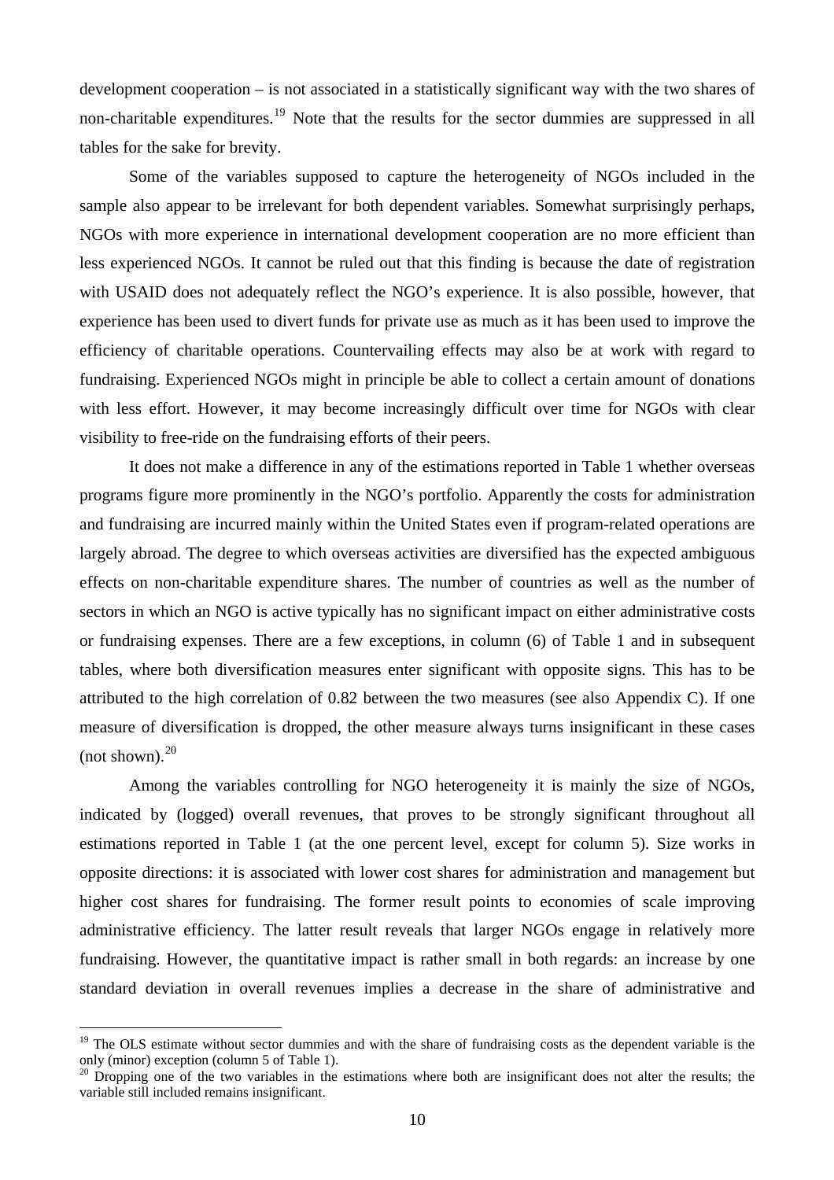development cooperation – is not associated in a statistically significant way with the two shares of non-charitable expenditures.[19] Note that the results for the sector dummies are suppressed in all tables for the sake for brevity.

Some of the variables supposed to capture the heterogeneity of NGOs included in the sample also appear to be irrelevant for both dependent variables. Somewhat surprisingly perhaps, NGOs with more experience in international development cooperation are no more efficient than less experienced NGOs. It cannot be ruled out that this finding is because the date of registration with USAID does not adequately reflect the NGO's experience. It is also possible, however, that experience has been used to divert funds for private use as much as it has been used to improve the efficiency of charitable operations. Countervailing effects may also be at work with regard to fundraising. Experienced NGOs might in principle be able to collect a certain amount of donations with less effort. However, it may become increasingly difficult over time for NGOs with clear visibility to free-ride on the fundraising efforts of their peers.

It does not make a difference in any of the estimations reported in Table 1 whether overseas programs figure more prominently in the NGO's portfolio. Apparently the costs for administration and fundraising are incurred mainly within the United States even if program-related operations are largely abroad. The degree to which overseas activities are diversified has the expected ambiguous effects on non-charitable expenditure shares. The number of countries as well as the number of sectors in which an NGO is active typically has no significant impact on either administrative costs or fundraising expenses. There are a few exceptions, in column (6) of Table 1 and in subsequent tables, where both diversification measures enter significant with opposite signs. This has to be attributed to the high correlation of 0.82 between the two measures (see also Appendix C). If one measure of diversification is dropped, the other measure always turns insignificant in these cases (not shown).[20]

Among the variables controlling for NGO heterogeneity it is mainly the size of NGOs, indicated by (logged) overall revenues, that proves to be strongly significant throughout all estimations reported in Table 1 (at the one percent level, except for column 5). Size works in opposite directions: it is associated with lower cost shares for administration and management but higher cost shares for fundraising. The former result points to economies of scale improving administrative efficiency. The latter result reveals that larger NGOs engage in relatively more fundraising. However, the quantitative impact is rather small in both regards: an increase by one standard deviation in overall revenues implies a decrease in the share of administrative and

---

[19] The OLS estimate without sector dummies and with the share of fundraising costs as the dependent variable is the only (minor) exception (column 5 of Table 1).

[20] Dropping one of the two variables in the estimations where both are insignificant does not alter the results; the variable still included remains insignificant.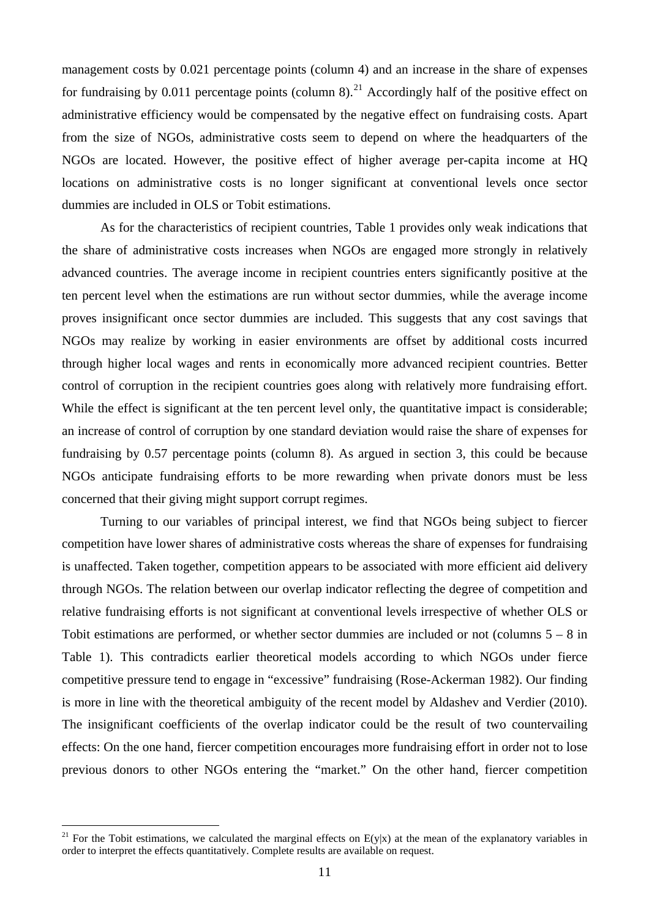management costs by 0.021 percentage points (column 4) and an increase in the share of expenses for fundraising by 0.011 percentage points (column 8).[21] Accordingly half of the positive effect on administrative efficiency would be compensated by the negative effect on fundraising costs. Apart from the size of NGOs, administrative costs seem to depend on where the headquarters of the NGOs are located. However, the positive effect of higher average per-capita income at HQ locations on administrative costs is no longer significant at conventional levels once sector dummies are included in OLS or Tobit estimations.

As for the characteristics of recipient countries, Table 1 provides only weak indications that the share of administrative costs increases when NGOs are engaged more strongly in relatively advanced countries. The average income in recipient countries enters significantly positive at the ten percent level when the estimations are run without sector dummies, while the average income proves insignificant once sector dummies are included. This suggests that any cost savings that NGOs may realize by working in easier environments are offset by additional costs incurred through higher local wages and rents in economically more advanced recipient countries. Better control of corruption in the recipient countries goes along with relatively more fundraising effort. While the effect is significant at the ten percent level only, the quantitative impact is considerable; an increase of control of corruption by one standard deviation would raise the share of expenses for fundraising by 0.57 percentage points (column 8). As argued in section 3, this could be because NGOs anticipate fundraising efforts to be more rewarding when private donors must be less concerned that their giving might support corrupt regimes.

Turning to our variables of principal interest, we find that NGOs being subject to fiercer competition have lower shares of administrative costs whereas the share of expenses for fundraising is unaffected. Taken together, competition appears to be associated with more efficient aid delivery through NGOs. The relation between our overlap indicator reflecting the degree of competition and relative fundraising efforts is not significant at conventional levels irrespective of whether OLS or Tobit estimations are performed, or whether sector dummies are included or not (columns 5 – 8 in Table 1). This contradicts earlier theoretical models according to which NGOs under fierce competitive pressure tend to engage in "excessive" fundraising (Rose-Ackerman 1982). Our finding is more in line with the theoretical ambiguity of the recent model by Aldashev and Verdier (2010). The insignificant coefficients of the overlap indicator could be the result of two countervailing effects: On the one hand, fiercer competition encourages more fundraising effort in order not to lose previous donors to other NGOs entering the "market." On the other hand, fiercer competition

[21] For the Tobit estimations, we calculated the marginal effects on $E(y|x)$ at the mean of the explanatory variables in order to interpret the effects quantitatively. Complete results are available on request.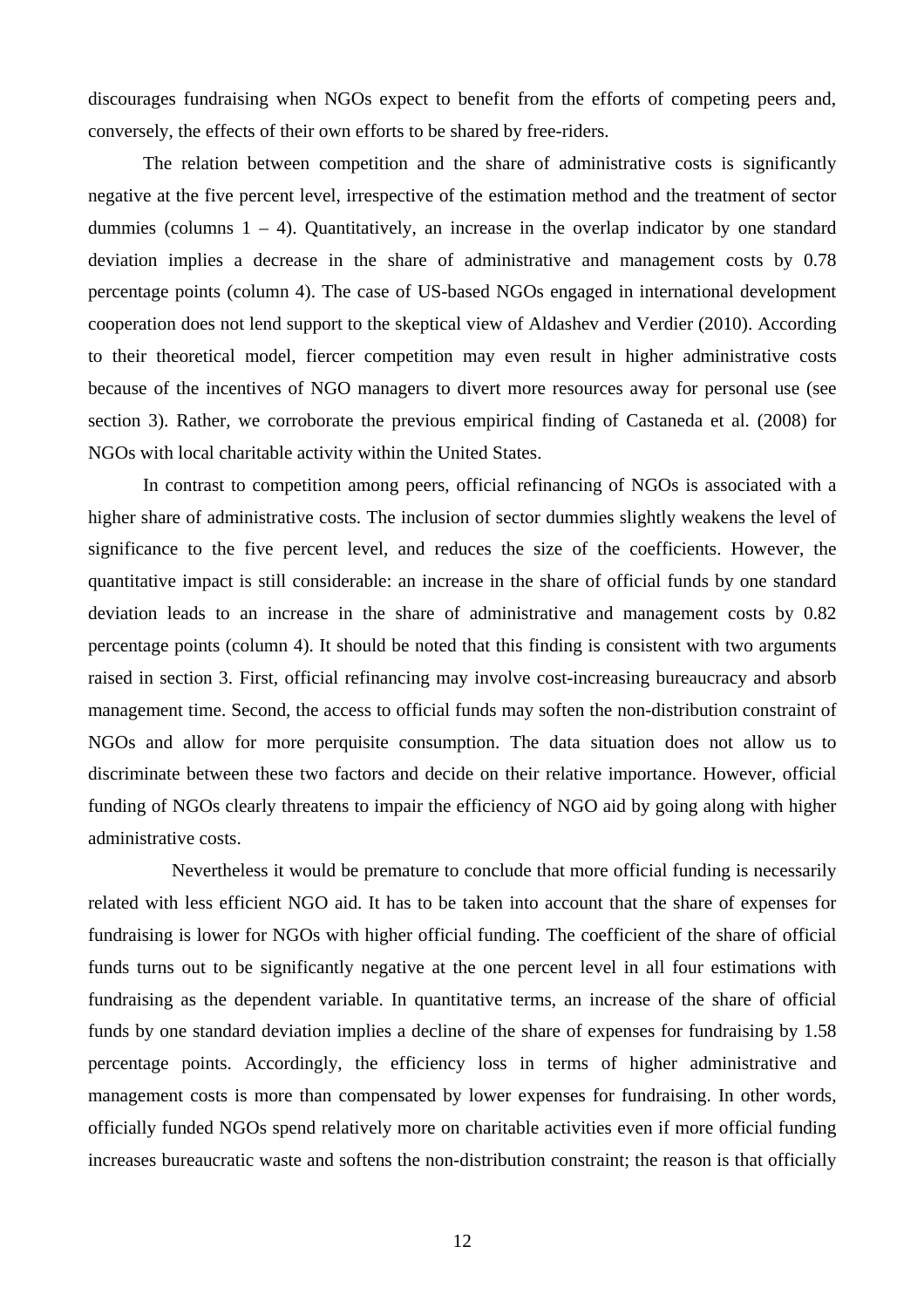discourages fundraising when NGOs expect to benefit from the efforts of competing peers and, conversely, the effects of their own efforts to be shared by free-riders.

The relation between competition and the share of administrative costs is significantly negative at the five percent level, irrespective of the estimation method and the treatment of sector dummies (columns 1 – 4). Quantitatively, an increase in the overlap indicator by one standard deviation implies a decrease in the share of administrative and management costs by 0.78 percentage points (column 4). The case of US-based NGOs engaged in international development cooperation does not lend support to the skeptical view of Aldashev and Verdier (2010). According to their theoretical model, fiercer competition may even result in higher administrative costs because of the incentives of NGO managers to divert more resources away for personal use (see section 3). Rather, we corroborate the previous empirical finding of Castaneda et al. (2008) for NGOs with local charitable activity within the United States.

In contrast to competition among peers, official refinancing of NGOs is associated with a higher share of administrative costs. The inclusion of sector dummies slightly weakens the level of significance to the five percent level, and reduces the size of the coefficients. However, the quantitative impact is still considerable: an increase in the share of official funds by one standard deviation leads to an increase in the share of administrative and management costs by 0.82 percentage points (column 4). It should be noted that this finding is consistent with two arguments raised in section 3. First, official refinancing may involve cost-increasing bureaucracy and absorb management time. Second, the access to official funds may soften the non-distribution constraint of NGOs and allow for more perquisite consumption. The data situation does not allow us to discriminate between these two factors and decide on their relative importance. However, official funding of NGOs clearly threatens to impair the efficiency of NGO aid by going along with higher administrative costs.

Nevertheless it would be premature to conclude that more official funding is necessarily related with less efficient NGO aid. It has to be taken into account that the share of expenses for fundraising is lower for NGOs with higher official funding. The coefficient of the share of official funds turns out to be significantly negative at the one percent level in all four estimations with fundraising as the dependent variable. In quantitative terms, an increase of the share of official funds by one standard deviation implies a decline of the share of expenses for fundraising by 1.58 percentage points. Accordingly, the efficiency loss in terms of higher administrative and management costs is more than compensated by lower expenses for fundraising. In other words, officially funded NGOs spend relatively more on charitable activities even if more official funding increases bureaucratic waste and softens the non-distribution constraint; the reason is that officially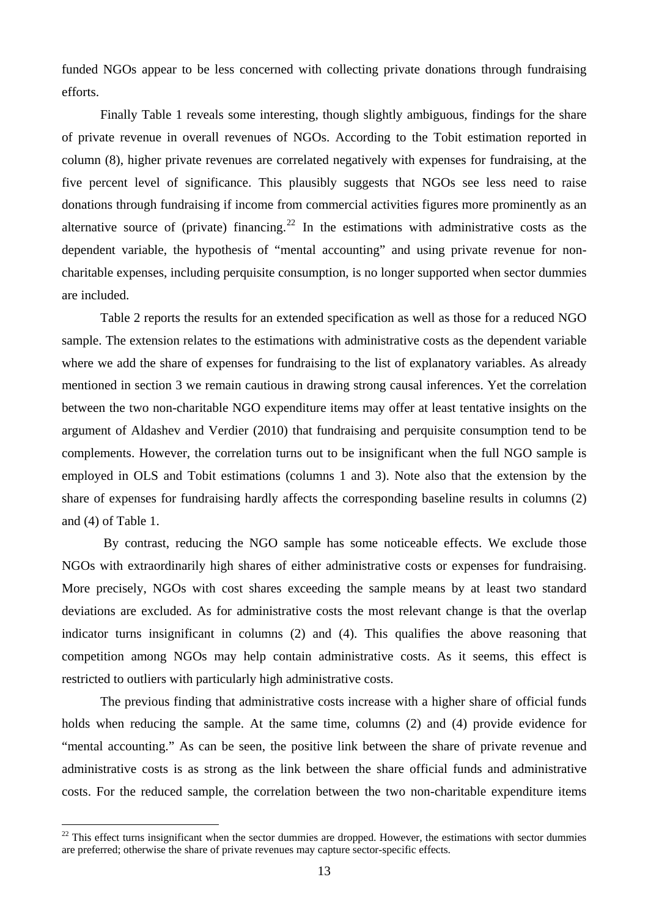funded NGOs appear to be less concerned with collecting private donations through fundraising efforts.

Finally Table 1 reveals some interesting, though slightly ambiguous, findings for the share of private revenue in overall revenues of NGOs. According to the Tobit estimation reported in column (8), higher private revenues are correlated negatively with expenses for fundraising, at the five percent level of significance. This plausibly suggests that NGOs see less need to raise donations through fundraising if income from commercial activities figures more prominently as an alternative source of (private) financing.[22] In the estimations with administrative costs as the dependent variable, the hypothesis of "mental accounting" and using private revenue for non-charitable expenses, including perquisite consumption, is no longer supported when sector dummies are included.

Table 2 reports the results for an extended specification as well as those for a reduced NGO sample. The extension relates to the estimations with administrative costs as the dependent variable where we add the share of expenses for fundraising to the list of explanatory variables. As already mentioned in section 3 we remain cautious in drawing strong causal inferences. Yet the correlation between the two non-charitable NGO expenditure items may offer at least tentative insights on the argument of Aldashev and Verdier (2010) that fundraising and perquisite consumption tend to be complements. However, the correlation turns out to be insignificant when the full NGO sample is employed in OLS and Tobit estimations (columns 1 and 3). Note also that the extension by the share of expenses for fundraising hardly affects the corresponding baseline results in columns (2) and (4) of Table 1.

By contrast, reducing the NGO sample has some noticeable effects. We exclude those NGOs with extraordinarily high shares of either administrative costs or expenses for fundraising. More precisely, NGOs with cost shares exceeding the sample means by at least two standard deviations are excluded. As for administrative costs the most relevant change is that the overlap indicator turns insignificant in columns (2) and (4). This qualifies the above reasoning that competition among NGOs may help contain administrative costs. As it seems, this effect is restricted to outliers with particularly high administrative costs.

The previous finding that administrative costs increase with a higher share of official funds holds when reducing the sample. At the same time, columns (2) and (4) provide evidence for "mental accounting." As can be seen, the positive link between the share of private revenue and administrative costs is as strong as the link between the share official funds and administrative costs. For the reduced sample, the correlation between the two non-charitable expenditure items

[22] This effect turns insignificant when the sector dummies are dropped. However, the estimations with sector dummies are preferred; otherwise the share of private revenues may capture sector-specific effects.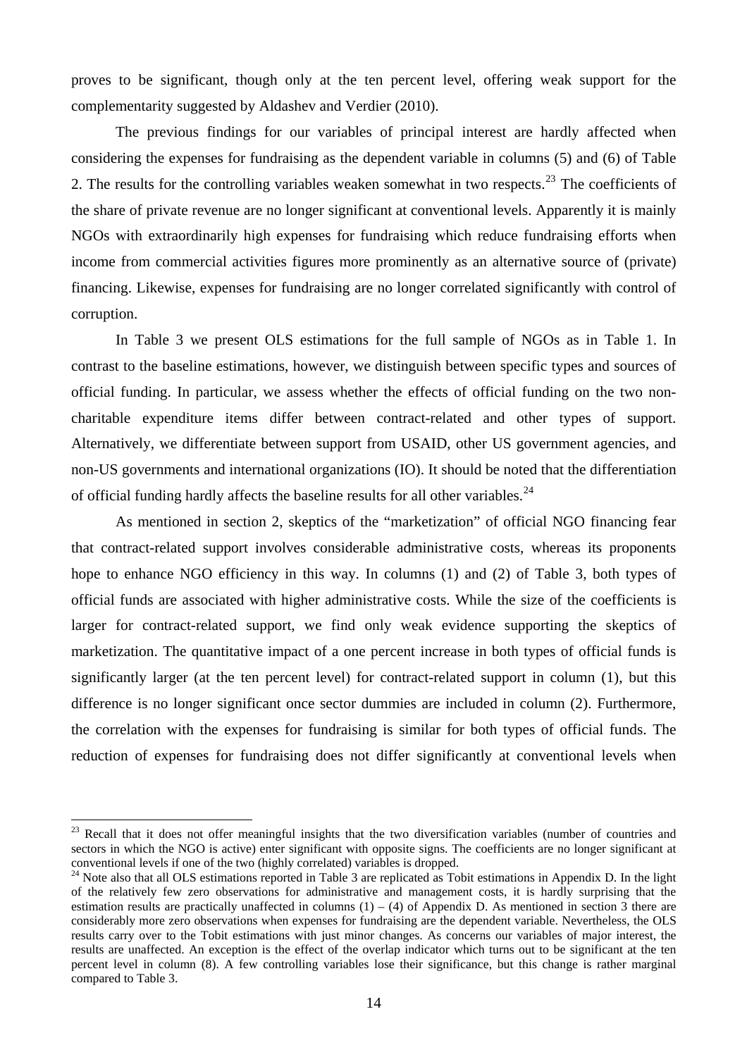proves to be significant, though only at the ten percent level, offering weak support for the complementarity suggested by Aldashev and Verdier (2010).

The previous findings for our variables of principal interest are hardly affected when considering the expenses for fundraising as the dependent variable in columns (5) and (6) of Table 2. The results for the controlling variables weaken somewhat in two respects.[23] The coefficients of the share of private revenue are no longer significant at conventional levels. Apparently it is mainly NGOs with extraordinarily high expenses for fundraising which reduce fundraising efforts when income from commercial activities figures more prominently as an alternative source of (private) financing. Likewise, expenses for fundraising are no longer correlated significantly with control of corruption.

In Table 3 we present OLS estimations for the full sample of NGOs as in Table 1. In contrast to the baseline estimations, however, we distinguish between specific types and sources of official funding. In particular, we assess whether the effects of official funding on the two non-charitable expenditure items differ between contract-related and other types of support. Alternatively, we differentiate between support from USAID, other US government agencies, and non-US governments and international organizations (IO). It should be noted that the differentiation of official funding hardly affects the baseline results for all other variables.[24]

As mentioned in section 2, skeptics of the "marketization" of official NGO financing fear that contract-related support involves considerable administrative costs, whereas its proponents hope to enhance NGO efficiency in this way. In columns (1) and (2) of Table 3, both types of official funds are associated with higher administrative costs. While the size of the coefficients is larger for contract-related support, we find only weak evidence supporting the skeptics of marketization. The quantitative impact of a one percent increase in both types of official funds is significantly larger (at the ten percent level) for contract-related support in column (1), but this difference is no longer significant once sector dummies are included in column (2). Furthermore, the correlation with the expenses for fundraising is similar for both types of official funds. The reduction of expenses for fundraising does not differ significantly at conventional levels when

---

[23] Recall that it does not offer meaningful insights that the two diversification variables (number of countries and sectors in which the NGO is active) enter significant with opposite signs. The coefficients are no longer significant at conventional levels if one of the two (highly correlated) variables is dropped.

[24] Note also that all OLS estimations reported in Table 3 are replicated as Tobit estimations in Appendix D. In the light of the relatively few zero observations for administrative and management costs, it is hardly surprising that the estimation results are practically unaffected in columns (1) – (4) of Appendix D. As mentioned in section 3 there are considerably more zero observations when expenses for fundraising are the dependent variable. Nevertheless, the OLS results carry over to the Tobit estimations with just minor changes. As concerns our variables of major interest, the results are unaffected. An exception is the effect of the overlap indicator which turns out to be significant at the ten percent level in column (8). A few controlling variables lose their significance, but this change is rather marginal compared to Table 3.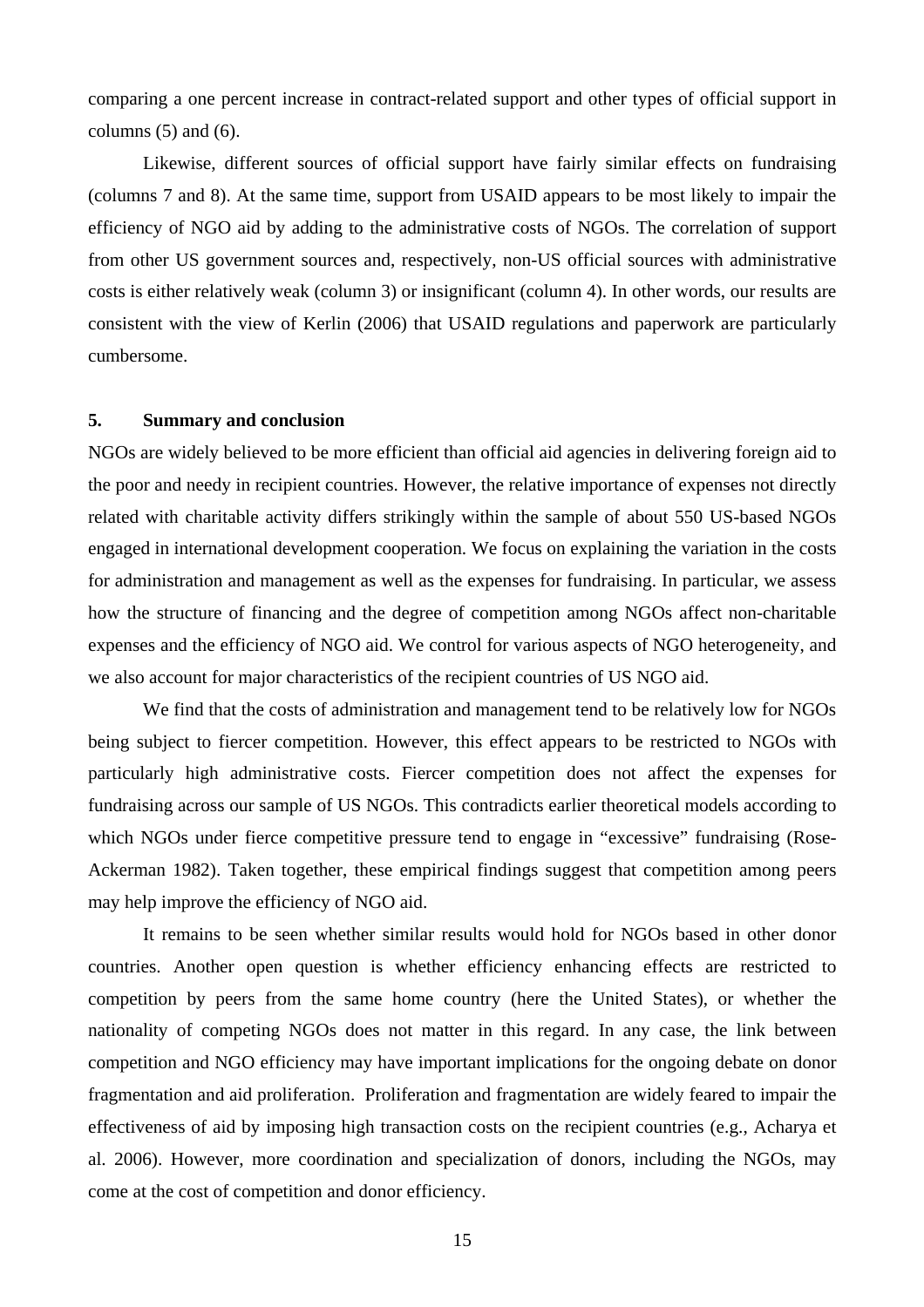comparing a one percent increase in contract-related support and other types of official support in columns (5) and (6).

Likewise, different sources of official support have fairly similar effects on fundraising (columns 7 and 8). At the same time, support from USAID appears to be most likely to impair the efficiency of NGO aid by adding to the administrative costs of NGOs. The correlation of support from other US government sources and, respectively, non-US official sources with administrative costs is either relatively weak (column 3) or insignificant (column 4). In other words, our results are consistent with the view of Kerlin (2006) that USAID regulations and paperwork are particularly cumbersome.

## 5. Summary and conclusion

NGOs are widely believed to be more efficient than official aid agencies in delivering foreign aid to the poor and needy in recipient countries. However, the relative importance of expenses not directly related with charitable activity differs strikingly within the sample of about 550 US-based NGOs engaged in international development cooperation. We focus on explaining the variation in the costs for administration and management as well as the expenses for fundraising. In particular, we assess how the structure of financing and the degree of competition among NGOs affect non-charitable expenses and the efficiency of NGO aid. We control for various aspects of NGO heterogeneity, and we also account for major characteristics of the recipient countries of US NGO aid.

We find that the costs of administration and management tend to be relatively low for NGOs being subject to fiercer competition. However, this effect appears to be restricted to NGOs with particularly high administrative costs. Fiercer competition does not affect the expenses for fundraising across our sample of US NGOs. This contradicts earlier theoretical models according to which NGOs under fierce competitive pressure tend to engage in "excessive" fundraising (Rose-Ackerman 1982). Taken together, these empirical findings suggest that competition among peers may help improve the efficiency of NGO aid.

It remains to be seen whether similar results would hold for NGOs based in other donor countries. Another open question is whether efficiency enhancing effects are restricted to competition by peers from the same home country (here the United States), or whether the nationality of competing NGOs does not matter in this regard. In any case, the link between competition and NGO efficiency may have important implications for the ongoing debate on donor fragmentation and aid proliferation. Proliferation and fragmentation are widely feared to impair the effectiveness of aid by imposing high transaction costs on the recipient countries (e.g., Acharya et al. 2006). However, more coordination and specialization of donors, including the NGOs, may come at the cost of competition and donor efficiency.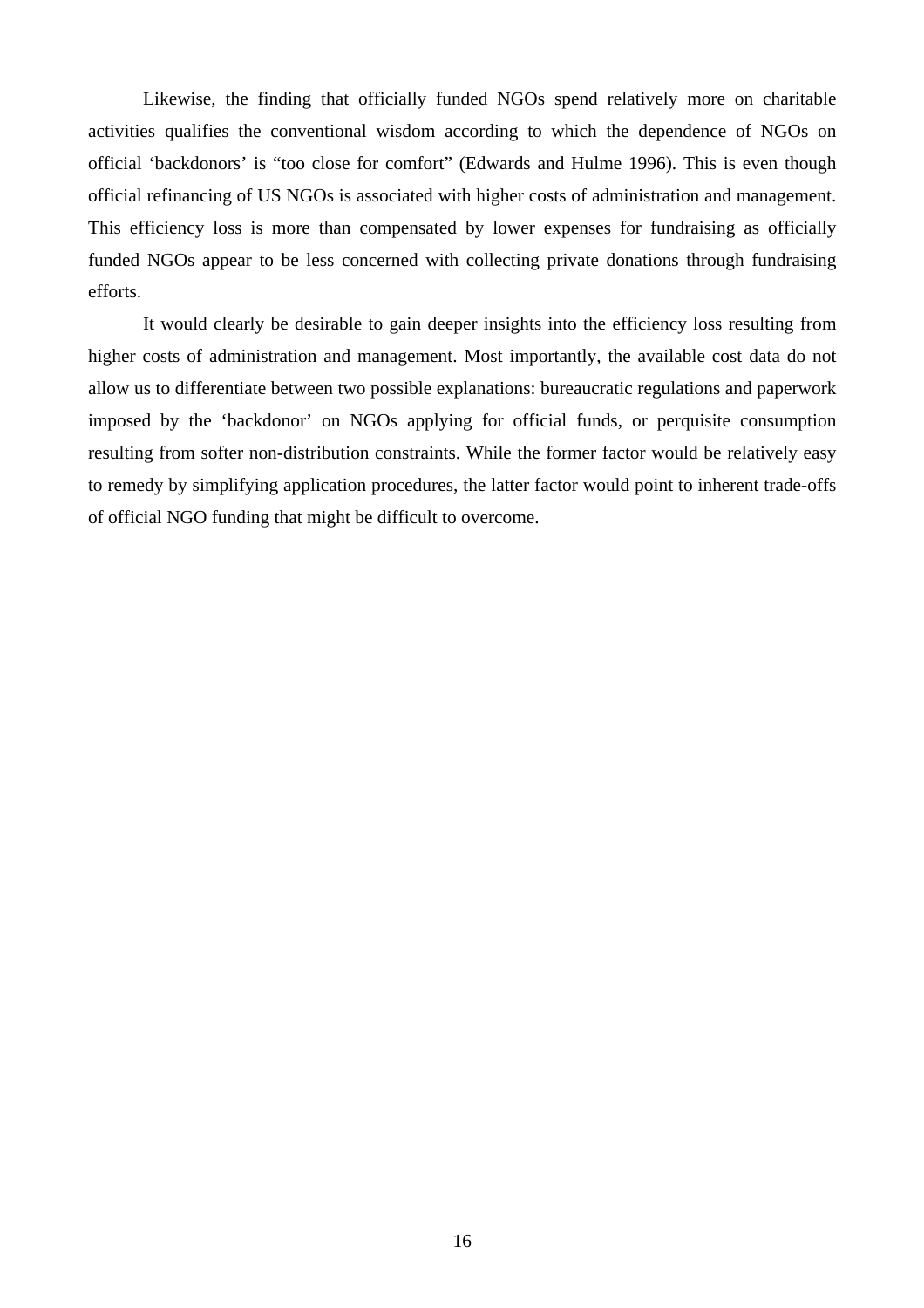Likewise, the finding that officially funded NGOs spend relatively more on charitable activities qualifies the conventional wisdom according to which the dependence of NGOs on official 'backdonors' is "too close for comfort" (Edwards and Hulme 1996). This is even though official refinancing of US NGOs is associated with higher costs of administration and management. This efficiency loss is more than compensated by lower expenses for fundraising as officially funded NGOs appear to be less concerned with collecting private donations through fundraising efforts.

It would clearly be desirable to gain deeper insights into the efficiency loss resulting from higher costs of administration and management. Most importantly, the available cost data do not allow us to differentiate between two possible explanations: bureaucratic regulations and paperwork imposed by the 'backdonor' on NGOs applying for official funds, or perquisite consumption resulting from softer non-distribution constraints. While the former factor would be relatively easy to remedy by simplifying application procedures, the latter factor would point to inherent trade-offs of official NGO funding that might be difficult to overcome.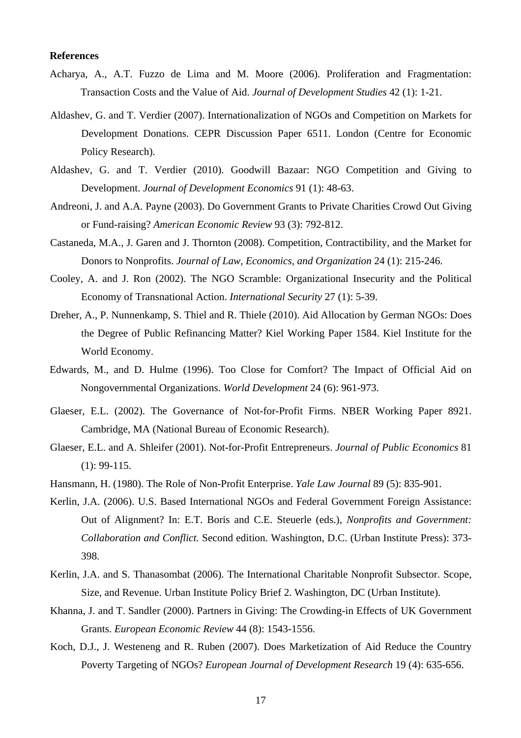**References**

Acharya, A., A.T. Fuzzo de Lima and M. Moore (2006). Proliferation and Fragmentation: Transaction Costs and the Value of Aid. *Journal of Development Studies* 42 (1): 1-21.

Aldashev, G. and T. Verdier (2007). Internationalization of NGOs and Competition on Markets for Development Donations. CEPR Discussion Paper 6511. London (Centre for Economic Policy Research).

Aldashev, G. and T. Verdier (2010). Goodwill Bazaar: NGO Competition and Giving to Development. *Journal of Development Economics* 91 (1): 48-63.

Andreoni, J. and A.A. Payne (2003). Do Government Grants to Private Charities Crowd Out Giving or Fund-raising? *American Economic Review* 93 (3): 792-812.

Castaneda, M.A., J. Garen and J. Thornton (2008). Competition, Contractibility, and the Market for Donors to Nonprofits. *Journal of Law, Economics, and Organization* 24 (1): 215-246.

Cooley, A. and J. Ron (2002). The NGO Scramble: Organizational Insecurity and the Political Economy of Transnational Action. *International Security* 27 (1): 5-39.

Dreher, A., P. Nunnenkamp, S. Thiel and R. Thiele (2010). Aid Allocation by German NGOs: Does the Degree of Public Refinancing Matter? Kiel Working Paper 1584. Kiel Institute for the World Economy.

Edwards, M., and D. Hulme (1996). Too Close for Comfort? The Impact of Official Aid on Nongovernmental Organizations. *World Development* 24 (6): 961-973.

Glaeser, E.L. (2002). The Governance of Not-for-Profit Firms. NBER Working Paper 8921. Cambridge, MA (National Bureau of Economic Research).

Glaeser, E.L. and A. Shleifer (2001). Not-for-Profit Entrepreneurs. *Journal of Public Economics* 81 (1): 99-115.

Hansmann, H. (1980). The Role of Non-Profit Enterprise. *Yale Law Journal* 89 (5): 835-901.

Kerlin, J.A. (2006). U.S. Based International NGOs and Federal Government Foreign Assistance: Out of Alignment? In: E.T. Boris and C.E. Steuerle (eds.), *Nonprofits and Government: Collaboration and Conflict.* Second edition. Washington, D.C. (Urban Institute Press): 373-398.

Kerlin, J.A. and S. Thanasombat (2006). The International Charitable Nonprofit Subsector. Scope, Size, and Revenue. Urban Institute Policy Brief 2. Washington, DC (Urban Institute).

Khanna, J. and T. Sandler (2000). Partners in Giving: The Crowding-in Effects of UK Government Grants. *European Economic Review* 44 (8): 1543-1556.

Koch, D.J., J. Westeneng and R. Ruben (2007). Does Marketization of Aid Reduce the Country Poverty Targeting of NGOs? *European Journal of Development Research* 19 (4): 635-656.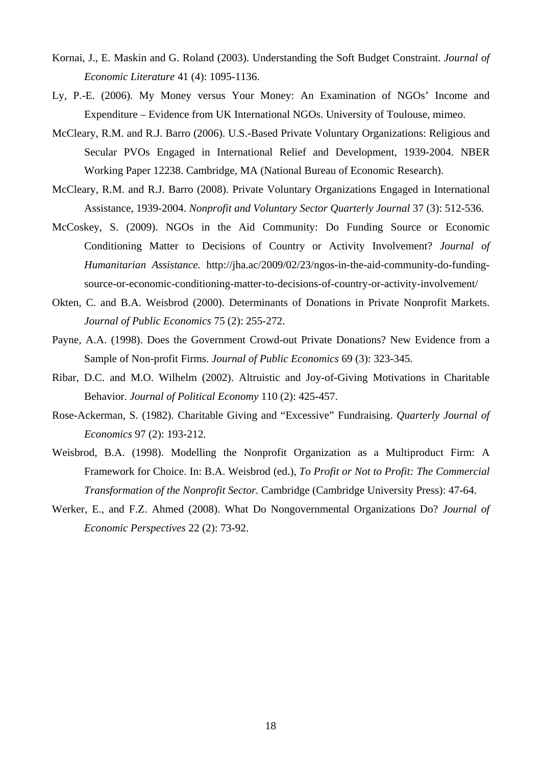Kornai, J., E. Maskin and G. Roland (2003). Understanding the Soft Budget Constraint. *Journal of Economic Literature* 41 (4): 1095-1136.

Ly, P.-E. (2006). My Money versus Your Money: An Examination of NGOs' Income and Expenditure – Evidence from UK International NGOs. University of Toulouse, mimeo.

McCleary, R.M. and R.J. Barro (2006). U.S.-Based Private Voluntary Organizations: Religious and Secular PVOs Engaged in International Relief and Development, 1939-2004. NBER Working Paper 12238. Cambridge, MA (National Bureau of Economic Research).

McCleary, R.M. and R.J. Barro (2008). Private Voluntary Organizations Engaged in International Assistance, 1939-2004. *Nonprofit and Voluntary Sector Quarterly Journal* 37 (3): 512-536.

McCoskey, S. (2009). NGOs in the Aid Community: Do Funding Source or Economic Conditioning Matter to Decisions of Country or Activity Involvement? *Journal of Humanitarian Assistance.* http://jha.ac/2009/02/23/ngos-in-the-aid-community-do-funding-source-or-economic-conditioning-matter-to-decisions-of-country-or-activity-involvement/

Okten, C. and B.A. Weisbrod (2000). Determinants of Donations in Private Nonprofit Markets. *Journal of Public Economics* 75 (2): 255-272.

Payne, A.A. (1998). Does the Government Crowd-out Private Donations? New Evidence from a Sample of Non-profit Firms. *Journal of Public Economics* 69 (3): 323-345.

Ribar, D.C. and M.O. Wilhelm (2002). Altruistic and Joy-of-Giving Motivations in Charitable Behavior. *Journal of Political Economy* 110 (2): 425-457.

Rose-Ackerman, S. (1982). Charitable Giving and "Excessive" Fundraising. *Quarterly Journal of Economics* 97 (2): 193-212.

Weisbrod, B.A. (1998). Modelling the Nonprofit Organization as a Multiproduct Firm: A Framework for Choice. In: B.A. Weisbrod (ed.), *To Profit or Not to Profit: The Commercial Transformation of the Nonprofit Sector.* Cambridge (Cambridge University Press): 47-64.

Werker, E., and F.Z. Ahmed (2008). What Do Nongovernmental Organizations Do? *Journal of Economic Perspectives* 22 (2): 73-92.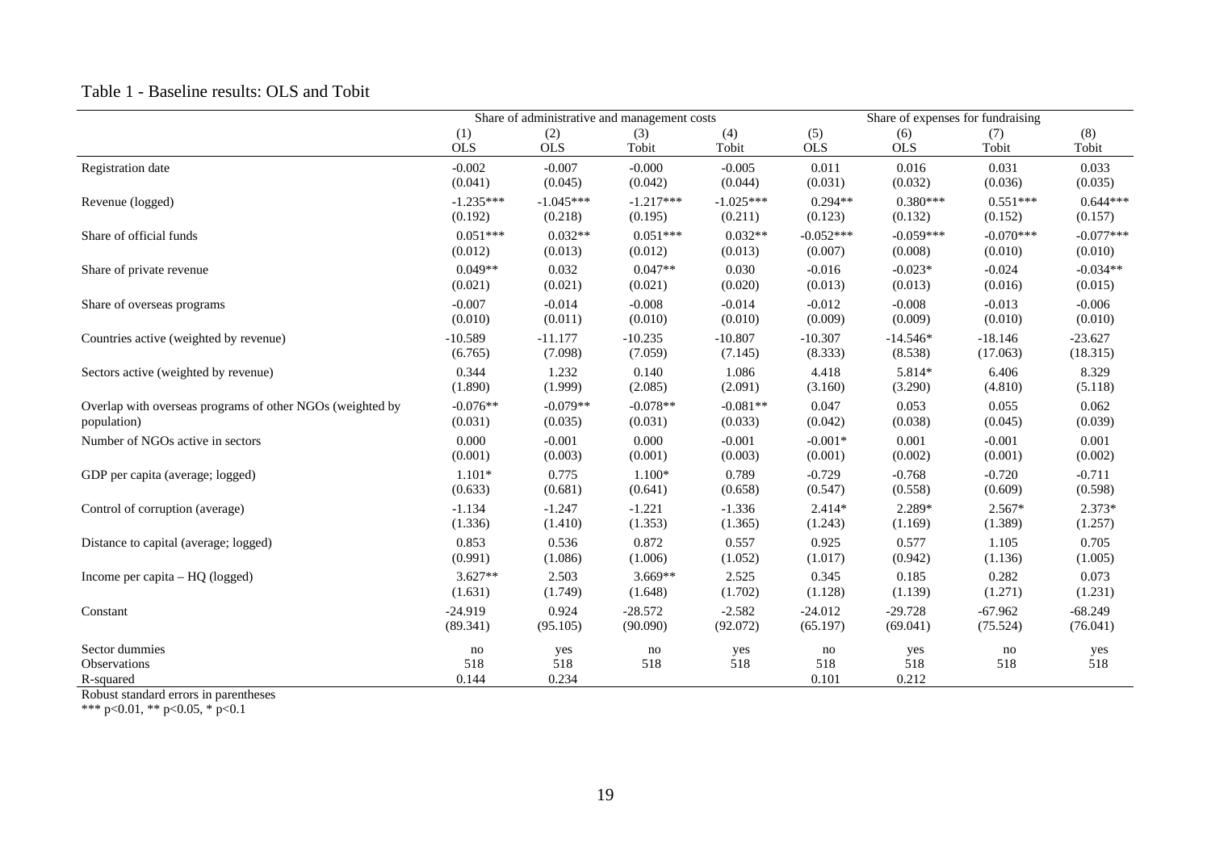## Table 1 - Baseline results: OLS and Tobit

| | Share of administrative and management costs | | | | Share of expenses for fundraising | | | |
|---|---|---|---|---|---|---|---|---|
| | (1) OLS | (2) OLS | (3) Tobit | (4) Tobit | (5) OLS | (6) OLS | (7) Tobit | (8) Tobit |
| Registration date | -0.002 | -0.007 | -0.000 | -0.005 | 0.011 | 0.016 | 0.031 | 0.033 |
| | (0.041) | (0.045) | (0.042) | (0.044) | (0.031) | (0.032) | (0.036) | (0.035) |
| Revenue (logged) | -1.235*** | -1.045*** | -1.217*** | -1.025*** | 0.294** | 0.380*** | 0.551*** | 0.644*** |
| | (0.192) | (0.218) | (0.195) | (0.211) | (0.123) | (0.132) | (0.152) | (0.157) |
| Share of official funds | 0.051*** | 0.032** | 0.051*** | 0.032** | -0.052*** | -0.059*** | -0.070*** | -0.077*** |
| | (0.012) | (0.013) | (0.012) | (0.013) | (0.007) | (0.008) | (0.010) | (0.010) |
| Share of private revenue | 0.049** | 0.032 | 0.047** | 0.030 | -0.016 | -0.023* | -0.024 | -0.034** |
| | (0.021) | (0.021) | (0.021) | (0.020) | (0.013) | (0.013) | (0.016) | (0.015) |
| Share of overseas programs | -0.007 | -0.014 | -0.008 | -0.014 | -0.012 | -0.008 | -0.013 | -0.006 |
| | (0.010) | (0.011) | (0.010) | (0.010) | (0.009) | (0.009) | (0.010) | (0.010) |
| Countries active (weighted by revenue) | -10.589 | -11.177 | -10.235 | -10.807 | -10.307 | -14.546* | -18.146 | -23.627 |
| | (6.765) | (7.098) | (7.059) | (7.145) | (8.333) | (8.538) | (17.063) | (18.315) |
| Sectors active (weighted by revenue) | 0.344 | 1.232 | 0.140 | 1.086 | 4.418 | 5.814* | 6.406 | 8.329 |
| | (1.890) | (1.999) | (2.085) | (2.091) | (3.160) | (3.290) | (4.810) | (5.118) |
| Overlap with overseas programs of other NGOs (weighted by population) | -0.076** | -0.079** | -0.078** | -0.081** | 0.047 | 0.053 | 0.055 | 0.062 |
| | (0.031) | (0.035) | (0.031) | (0.033) | (0.042) | (0.038) | (0.045) | (0.039) |
| Number of NGOs active in sectors | 0.000 | -0.001 | 0.000 | -0.001 | -0.001* | 0.001 | -0.001 | 0.001 |
| | (0.001) | (0.003) | (0.001) | (0.003) | (0.001) | (0.002) | (0.001) | (0.002) |
| GDP per capita (average; logged) | 1.101* | 0.775 | 1.100* | 0.789 | -0.729 | -0.768 | -0.720 | -0.711 |
| | (0.633) | (0.681) | (0.641) | (0.658) | (0.547) | (0.558) | (0.609) | (0.598) |
| Control of corruption (average) | -1.134 | -1.247 | -1.221 | -1.336 | 2.414* | 2.289* | 2.567* | 2.373* |
| | (1.336) | (1.410) | (1.353) | (1.365) | (1.243) | (1.169) | (1.389) | (1.257) |
| Distance to capital (average; logged) | 0.853 | 0.536 | 0.872 | 0.557 | 0.925 | 0.577 | 1.105 | 0.705 |
| | (0.991) | (1.086) | (1.006) | (1.052) | (1.017) | (0.942) | (1.136) | (1.005) |
| Income per capita – HQ (logged) | 3.627** | 2.503 | 3.669** | 2.525 | 0.345 | 0.185 | 0.282 | 0.073 |
| | (1.631) | (1.749) | (1.648) | (1.702) | (1.128) | (1.139) | (1.271) | (1.231) |
| Constant | -24.919 | 0.924 | -28.572 | -2.582 | -24.012 | -29.728 | -67.962 | -68.249 |
| | (89.341) | (95.105) | (90.090) | (92.072) | (65.197) | (69.041) | (75.524) | (76.041) |
| Sector dummies | no | yes | no | yes | no | yes | no | yes |
| Observations | 518 | 518 | 518 | 518 | 518 | 518 | 518 | 518 |
| R-squared | 0.144 | 0.234 | | | 0.101 | 0.212 | | |

Robust standard errors in parentheses

*** p<0.01, ** p<0.05, * p<0.1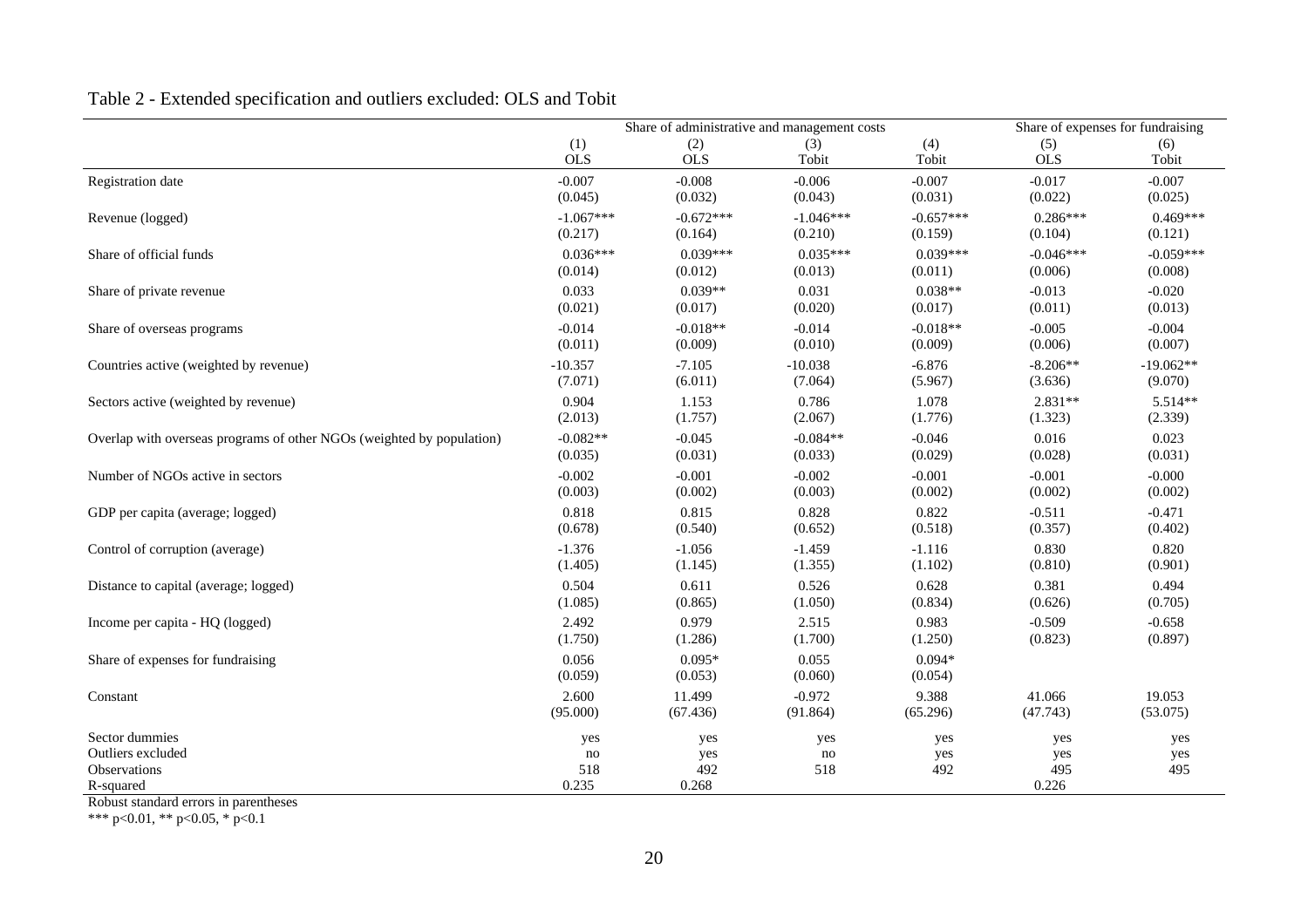## Table 2 - Extended specification and outliers excluded: OLS and Tobit

| | Share of administrative and management costs | | | | Share of expenses for fundraising | |
|---|---|---|---|---|---|---|
| | (1) | (2) | (3) | (4) | (5) | (6) |
| | OLS | OLS | Tobit | Tobit | OLS | Tobit |
| Registration date | -0.007 | -0.008 | -0.006 | -0.007 | -0.017 | -0.007 |
| | (0.045) | (0.032) | (0.043) | (0.031) | (0.022) | (0.025) |
| Revenue (logged) | -1.067*** | -0.672*** | -1.046*** | -0.657*** | 0.286*** | 0.469*** |
| | (0.217) | (0.164) | (0.210) | (0.159) | (0.104) | (0.121) |
| Share of official funds | 0.036*** | 0.039*** | 0.035*** | 0.039*** | -0.046*** | -0.059*** |
| | (0.014) | (0.012) | (0.013) | (0.011) | (0.006) | (0.008) |
| Share of private revenue | 0.033 | 0.039** | 0.031 | 0.038** | -0.013 | -0.020 |
| | (0.021) | (0.017) | (0.020) | (0.017) | (0.011) | (0.013) |
| Share of overseas programs | -0.014 | -0.018** | -0.014 | -0.018** | -0.005 | -0.004 |
| | (0.011) | (0.009) | (0.010) | (0.009) | (0.006) | (0.007) |
| Countries active (weighted by revenue) | -10.357 | -7.105 | -10.038 | -6.876 | -8.206** | -19.062** |
| | (7.071) | (6.011) | (7.064) | (5.967) | (3.636) | (9.070) |
| Sectors active (weighted by revenue) | 0.904 | 1.153 | 0.786 | 1.078 | 2.831** | 5.514** |
| | (2.013) | (1.757) | (2.067) | (1.776) | (1.323) | (2.339) |
| Overlap with overseas programs of other NGOs (weighted by population) | -0.082** | -0.045 | -0.084** | -0.046 | 0.016 | 0.023 |
| | (0.035) | (0.031) | (0.033) | (0.029) | (0.028) | (0.031) |
| Number of NGOs active in sectors | -0.002 | -0.001 | -0.002 | -0.001 | -0.001 | -0.000 |
| | (0.003) | (0.002) | (0.003) | (0.002) | (0.002) | (0.002) |
| GDP per capita (average; logged) | 0.818 | 0.815 | 0.828 | 0.822 | -0.511 | -0.471 |
| | (0.678) | (0.540) | (0.652) | (0.518) | (0.357) | (0.402) |
| Control of corruption (average) | -1.376 | -1.056 | -1.459 | -1.116 | 0.830 | 0.820 |
| | (1.405) | (1.145) | (1.355) | (1.102) | (0.810) | (0.901) |
| Distance to capital (average; logged) | 0.504 | 0.611 | 0.526 | 0.628 | 0.381 | 0.494 |
| | (1.085) | (0.865) | (1.050) | (0.834) | (0.626) | (0.705) |
| Income per capita - HQ (logged) | 2.492 | 0.979 | 2.515 | 0.983 | -0.509 | -0.658 |
| | (1.750) | (1.286) | (1.700) | (1.250) | (0.823) | (0.897) |
| Share of expenses for fundraising | 0.056 | 0.095* | 0.055 | 0.094* | | |
| | (0.059) | (0.053) | (0.060) | (0.054) | | |
| Constant | 2.600 | 11.499 | -0.972 | 9.388 | 41.066 | 19.053 |
| | (95.000) | (67.436) | (91.864) | (65.296) | (47.743) | (53.075) |
| Sector dummies | yes | yes | yes | yes | yes | yes |
| Outliers excluded | no | yes | no | yes | yes | yes |
| Observations | 518 | 492 | 518 | 492 | 495 | 495 |
| R-squared | 0.235 | 0.268 | | | 0.226 | |

Robust standard errors in parentheses

*** p<0.01, ** p<0.05, * p<0.1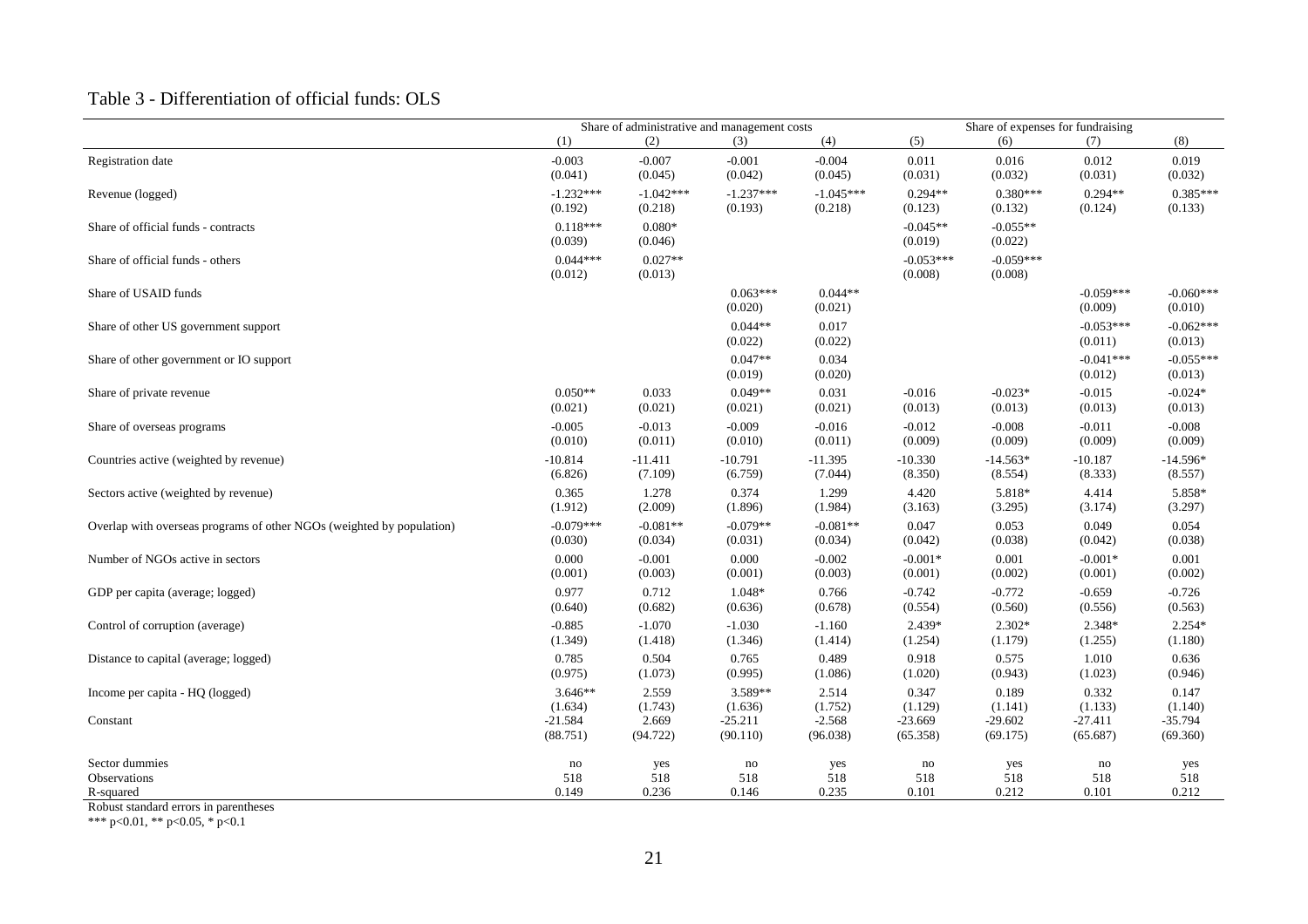## Table 3 - Differentiation of official funds: OLS

| | Share of administrative and management costs | | | | Share of expenses for fundraising | | | |
|---|---|---|---|---|---|---|---|---|
| | (1) | (2) | (3) | (4) | (5) | (6) | (7) | (8) |
| Registration date | -0.003 | -0.007 | -0.001 | -0.004 | 0.011 | 0.016 | 0.012 | 0.019 |
| | (0.041) | (0.045) | (0.042) | (0.045) | (0.031) | (0.032) | (0.031) | (0.032) |
| Revenue (logged) | -1.232*** | -1.042*** | -1.237*** | -1.045*** | 0.294** | 0.380*** | 0.294** | 0.385*** |
| | (0.192) | (0.218) | (0.193) | (0.218) | (0.123) | (0.132) | (0.124) | (0.133) |
| Share of official funds - contracts | 0.118*** | 0.080* | | | -0.045** | -0.055** | | |
| | (0.039) | (0.046) | | | (0.019) | (0.022) | | |
| Share of official funds - others | 0.044*** | 0.027** | | | -0.053*** | -0.059*** | | |
| | (0.012) | (0.013) | | | (0.008) | (0.008) | | |
| Share of USAID funds | | | 0.063*** | 0.044** | | | -0.059*** | -0.060*** |
| | | | (0.020) | (0.021) | | | (0.009) | (0.010) |
| Share of other US government support | | | 0.044** | 0.017 | | | -0.053*** | -0.062*** |
| | | | (0.022) | (0.022) | | | (0.011) | (0.013) |
| Share of other government or IO support | | | 0.047** | 0.034 | | | -0.041*** | -0.055*** |
| | | | (0.019) | (0.020) | | | (0.012) | (0.013) |
| Share of private revenue | 0.050** | 0.033 | 0.049** | 0.031 | -0.016 | -0.023* | -0.015 | -0.024* |
| | (0.021) | (0.021) | (0.021) | (0.021) | (0.013) | (0.013) | (0.013) | (0.013) |
| Share of overseas programs | -0.005 | -0.013 | -0.009 | -0.016 | -0.012 | -0.008 | -0.011 | -0.008 |
| | (0.010) | (0.011) | (0.010) | (0.011) | (0.009) | (0.009) | (0.009) | (0.009) |
| Countries active (weighted by revenue) | -10.814 | -11.411 | -10.791 | -11.395 | -10.330 | -14.563* | -10.187 | -14.596* |
| | (6.826) | (7.109) | (6.759) | (7.044) | (8.350) | (8.554) | (8.333) | (8.557) |
| Sectors active (weighted by revenue) | 0.365 | 1.278 | 0.374 | 1.299 | 4.420 | 5.818* | 4.414 | 5.858* |
| | (1.912) | (2.009) | (1.896) | (1.984) | (3.163) | (3.295) | (3.174) | (3.297) |
| Overlap with overseas programs of other NGOs (weighted by population) | -0.079*** | -0.081** | -0.079** | -0.081** | 0.047 | 0.053 | 0.049 | 0.054 |
| | (0.030) | (0.034) | (0.031) | (0.034) | (0.042) | (0.038) | (0.042) | (0.038) |
| Number of NGOs active in sectors | 0.000 | -0.001 | 0.000 | -0.002 | -0.001* | 0.001 | -0.001* | 0.001 |
| | (0.001) | (0.003) | (0.001) | (0.003) | (0.001) | (0.002) | (0.001) | (0.002) |
| GDP per capita (average; logged) | 0.977 | 0.712 | 1.048* | 0.766 | -0.742 | -0.772 | -0.659 | -0.726 |
| | (0.640) | (0.682) | (0.636) | (0.678) | (0.554) | (0.560) | (0.556) | (0.563) |
| Control of corruption (average) | -0.885 | -1.070 | -1.030 | -1.160 | 2.439* | 2.302* | 2.348* | 2.254* |
| | (1.349) | (1.418) | (1.346) | (1.414) | (1.254) | (1.179) | (1.255) | (1.180) |
| Distance to capital (average; logged) | 0.785 | 0.504 | 0.765 | 0.489 | 0.918 | 0.575 | 1.010 | 0.636 |
| | (0.975) | (1.073) | (0.995) | (1.086) | (1.020) | (0.943) | (1.023) | (0.946) |
| Income per capita - HQ (logged) | 3.646** | 2.559 | 3.589** | 2.514 | 0.347 | 0.189 | 0.332 | 0.147 |
| | (1.634) | (1.743) | (1.636) | (1.752) | (1.129) | (1.141) | (1.133) | (1.140) |
| Constant | -21.584 | 2.669 | -25.211 | -2.568 | -23.669 | -29.602 | -27.411 | -35.794 |
| | (88.751) | (94.722) | (90.110) | (96.038) | (65.358) | (69.175) | (65.687) | (69.360) |
| Sector dummies | no | yes | no | yes | no | yes | no | yes |
| Observations | 518 | 518 | 518 | 518 | 518 | 518 | 518 | 518 |
| R-squared | 0.149 | 0.236 | 0.146 | 0.235 | 0.101 | 0.212 | 0.101 | 0.212 |

Robust standard errors in parentheses
*** p<0.01, ** p<0.05, * p<0.1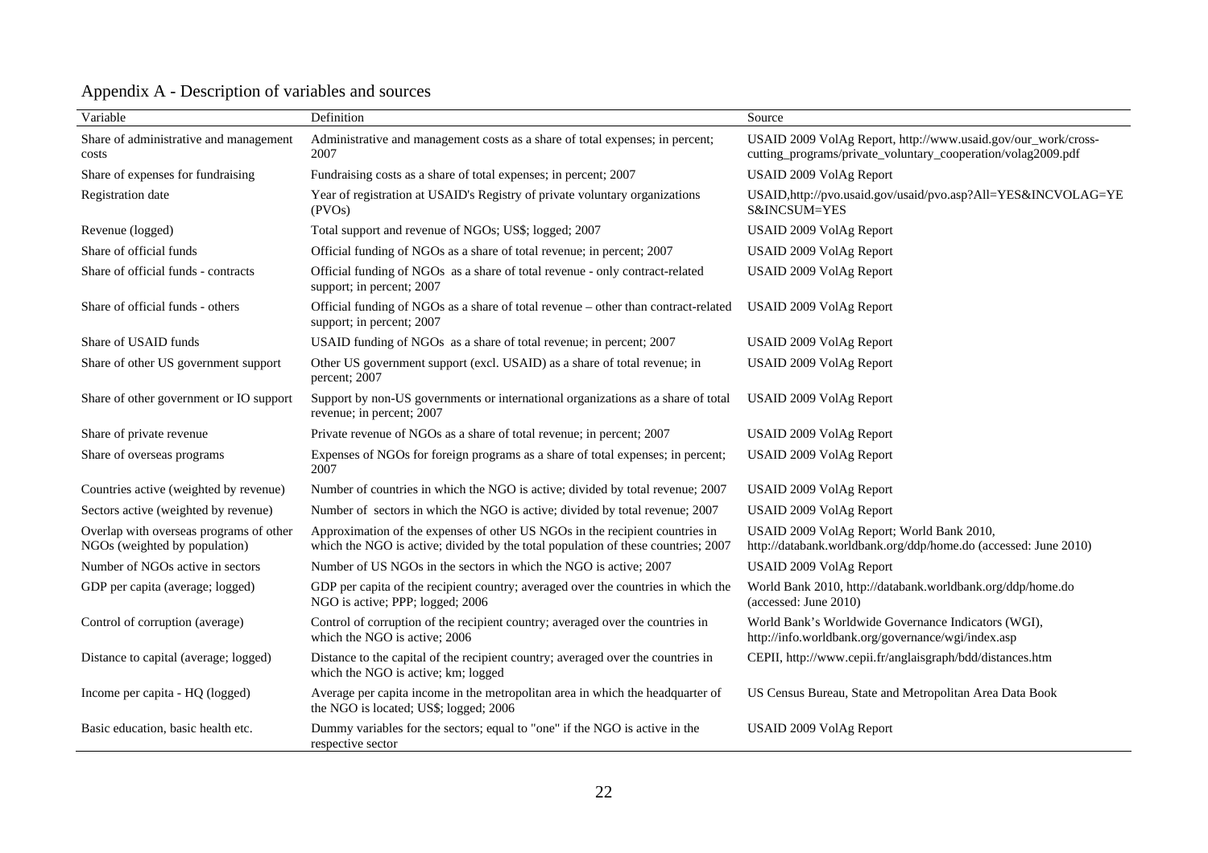# Appendix A - Description of variables and sources

| Variable | Definition | Source |
|---|---|---|
| Share of administrative and management costs | Administrative and management costs as a share of total expenses; in percent; 2007 | USAID 2009 VolAg Report, http://www.usaid.gov/our_work/cross-cutting_programs/private_voluntary_cooperation/volag2009.pdf |
| Share of expenses for fundraising | Fundraising costs as a share of total expenses; in percent; 2007 | USAID 2009 VolAg Report |
| Registration date | Year of registration at USAID's Registry of private voluntary organizations (PVOs) | USAID,http://pvo.usaid.gov/usaid/pvo.asp?All=YES&INCVOLAG=YES&INCSUM=YES |
| Revenue (logged) | Total support and revenue of NGOs; US$; logged; 2007 | USAID 2009 VolAg Report |
| Share of official funds | Official funding of NGOs as a share of total revenue; in percent; 2007 | USAID 2009 VolAg Report |
| Share of official funds - contracts | Official funding of NGOs as a share of total revenue - only contract-related support; in percent; 2007 | USAID 2009 VolAg Report |
| Share of official funds - others | Official funding of NGOs as a share of total revenue – other than contract-related support; in percent; 2007 | USAID 2009 VolAg Report |
| Share of USAID funds | USAID funding of NGOs as a share of total revenue; in percent; 2007 | USAID 2009 VolAg Report |
| Share of other US government support | Other US government support (excl. USAID) as a share of total revenue; in percent; 2007 | USAID 2009 VolAg Report |
| Share of other government or IO support | Support by non-US governments or international organizations as a share of total revenue; in percent; 2007 | USAID 2009 VolAg Report |
| Share of private revenue | Private revenue of NGOs as a share of total revenue; in percent; 2007 | USAID 2009 VolAg Report |
| Share of overseas programs | Expenses of NGOs for foreign programs as a share of total expenses; in percent; 2007 | USAID 2009 VolAg Report |
| Countries active (weighted by revenue) | Number of countries in which the NGO is active; divided by total revenue; 2007 | USAID 2009 VolAg Report |
| Sectors active (weighted by revenue) | Number of sectors in which the NGO is active; divided by total revenue; 2007 | USAID 2009 VolAg Report |
| Overlap with overseas programs of other NGOs (weighted by population) | Approximation of the expenses of other US NGOs in the recipient countries in which the NGO is active; divided by the total population of these countries; 2007 | USAID 2009 VolAg Report; World Bank 2010, http://databank.worldbank.org/ddp/home.do (accessed: June 2010) |
| Number of NGOs active in sectors | Number of US NGOs in the sectors in which the NGO is active; 2007 | USAID 2009 VolAg Report |
| GDP per capita (average; logged) | GDP per capita of the recipient country; averaged over the countries in which the NGO is active; PPP; logged; 2006 | World Bank 2010, http://databank.worldbank.org/ddp/home.do (accessed: June 2010) |
| Control of corruption (average) | Control of corruption of the recipient country; averaged over the countries in which the NGO is active; 2006 | World Bank's Worldwide Governance Indicators (WGI), http://info.worldbank.org/governance/wgi/index.asp |
| Distance to capital (average; logged) | Distance to the capital of the recipient country; averaged over the countries in which the NGO is active; km; logged | CEPII, http://www.cepii.fr/anglaisgraph/bdd/distances.htm |
| Income per capita - HQ (logged) | Average per capita income in the metropolitan area in which the headquarter of the NGO is located; US$; logged; 2006 | US Census Bureau, State and Metropolitan Area Data Book |
| Basic education, basic health etc. | Dummy variables for the sectors; equal to "one" if the NGO is active in the respective sector | USAID 2009 VolAg Report |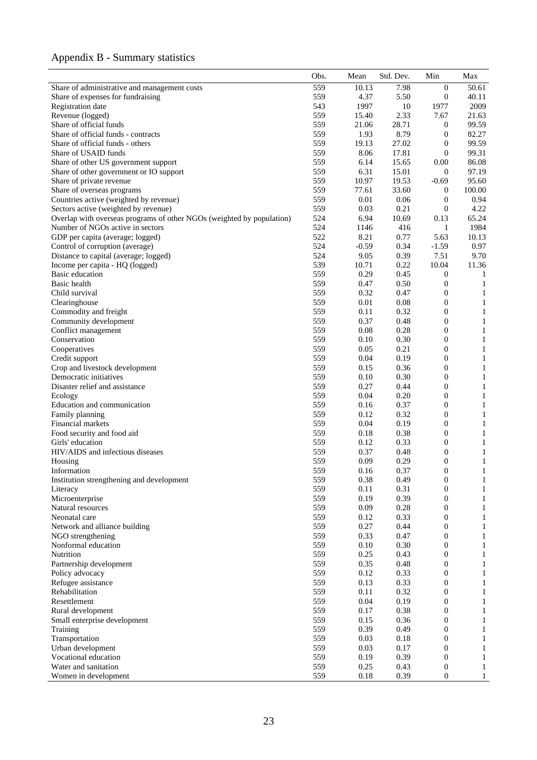## Appendix B - Summary statistics

| | Obs. | Mean | Std. Dev. | Min | Max |
|---|---|---|---|---|---|
| Share of administrative and management costs | 559 | 10.13 | 7.98 | 0 | 50.61 |
| Share of expenses for fundraising | 559 | 4.37 | 5.50 | 0 | 40.11 |
| Registration date | 543 | 1997 | 10 | 1977 | 2009 |
| Revenue (logged) | 559 | 15.40 | 2.33 | 7.67 | 21.63 |
| Share of official funds | 559 | 21.06 | 28.71 | 0 | 99.59 |
| Share of official funds - contracts | 559 | 1.93 | 8.79 | 0 | 82.27 |
| Share of official funds - others | 559 | 19.13 | 27.02 | 0 | 99.59 |
| Share of USAID funds | 559 | 8.06 | 17.81 | 0 | 99.31 |
| Share of other US government support | 559 | 6.14 | 15.65 | 0.00 | 86.08 |
| Share of other government or IO support | 559 | 6.31 | 15.01 | 0 | 97.19 |
| Share of private revenue | 559 | 10.97 | 19.53 | -0.69 | 95.60 |
| Share of overseas programs | 559 | 77.61 | 33.60 | 0 | 100.00 |
| Countries active (weighted by revenue) | 559 | 0.01 | 0.06 | 0 | 0.94 |
| Sectors active (weighted by revenue) | 559 | 0.03 | 0.21 | 0 | 4.22 |
| Overlap with overseas programs of other NGOs (weighted by population) | 524 | 6.94 | 10.69 | 0.13 | 65.24 |
| Number of NGOs active in sectors | 524 | 1146 | 416 | 1 | 1984 |
| GDP per capita (average; logged) | 522 | 8.21 | 0.77 | 5.63 | 10.13 |
| Control of corruption (average) | 524 | -0.59 | 0.34 | -1.59 | 0.97 |
| Distance to capital (average; logged) | 524 | 9.05 | 0.39 | 7.51 | 9.70 |
| Income per capita - HQ (logged) | 539 | 10.71 | 0.22 | 10.04 | 11.36 |
| Basic education | 559 | 0.29 | 0.45 | 0 | 1 |
| Basic health | 559 | 0.47 | 0.50 | 0 | 1 |
| Child survival | 559 | 0.32 | 0.47 | 0 | 1 |
| Clearinghouse | 559 | 0.01 | 0.08 | 0 | 1 |
| Commodity and freight | 559 | 0.11 | 0.32 | 0 | 1 |
| Community development | 559 | 0.37 | 0.48 | 0 | 1 |
| Conflict management | 559 | 0.08 | 0.28 | 0 | 1 |
| Conservation | 559 | 0.10 | 0.30 | 0 | 1 |
| Cooperatives | 559 | 0.05 | 0.21 | 0 | 1 |
| Credit support | 559 | 0.04 | 0.19 | 0 | 1 |
| Crop and livestock development | 559 | 0.15 | 0.36 | 0 | 1 |
| Democratic initiatives | 559 | 0.10 | 0.30 | 0 | 1 |
| Disaster relief and assistance | 559 | 0.27 | 0.44 | 0 | 1 |
| Ecology | 559 | 0.04 | 0.20 | 0 | 1 |
| Education and communication | 559 | 0.16 | 0.37 | 0 | 1 |
| Family planning | 559 | 0.12 | 0.32 | 0 | 1 |
| Financial markets | 559 | 0.04 | 0.19 | 0 | 1 |
| Food security and food aid | 559 | 0.18 | 0.38 | 0 | 1 |
| Girls' education | 559 | 0.12 | 0.33 | 0 | 1 |
| HIV/AIDS and infectious diseases | 559 | 0.37 | 0.48 | 0 | 1 |
| Housing | 559 | 0.09 | 0.29 | 0 | 1 |
| Information | 559 | 0.16 | 0.37 | 0 | 1 |
| Institution strengthening and development | 559 | 0.38 | 0.49 | 0 | 1 |
| Literacy | 559 | 0.11 | 0.31 | 0 | 1 |
| Microenterprise | 559 | 0.19 | 0.39 | 0 | 1 |
| Natural resources | 559 | 0.09 | 0.28 | 0 | 1 |
| Neonatal care | 559 | 0.12 | 0.33 | 0 | 1 |
| Network and alliance building | 559 | 0.27 | 0.44 | 0 | 1 |
| NGO strengthening | 559 | 0.33 | 0.47 | 0 | 1 |
| Nonformal education | 559 | 0.10 | 0.30 | 0 | 1 |
| Nutrition | 559 | 0.25 | 0.43 | 0 | 1 |
| Partnership development | 559 | 0.35 | 0.48 | 0 | 1 |
| Policy advocacy | 559 | 0.12 | 0.33 | 0 | 1 |
| Refugee assistance | 559 | 0.13 | 0.33 | 0 | 1 |
| Rehabilitation | 559 | 0.11 | 0.32 | 0 | 1 |
| Resettlement | 559 | 0.04 | 0.19 | 0 | 1 |
| Rural development | 559 | 0.17 | 0.38 | 0 | 1 |
| Small enterprise development | 559 | 0.15 | 0.36 | 0 | 1 |
| Training | 559 | 0.39 | 0.49 | 0 | 1 |
| Transportation | 559 | 0.03 | 0.18 | 0 | 1 |
| Urban development | 559 | 0.03 | 0.17 | 0 | 1 |
| Vocational education | 559 | 0.19 | 0.39 | 0 | 1 |
| Water and sanitation | 559 | 0.25 | 0.43 | 0 | 1 |
| Women in development | 559 | 0.18 | 0.39 | 0 | 1 |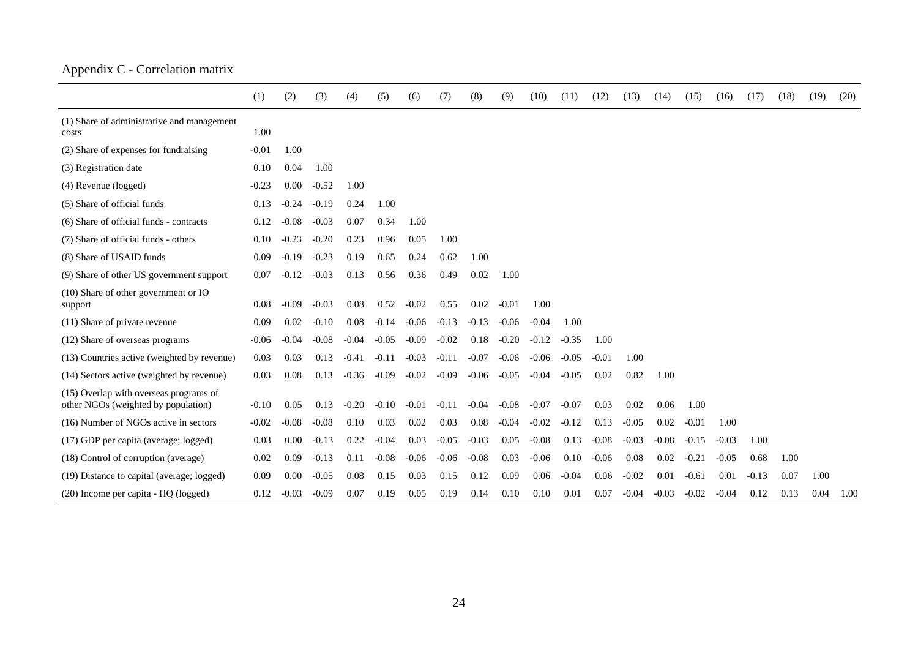Appendix C - Correlation matrix

| | (1) | (2) | (3) | (4) | (5) | (6) | (7) | (8) | (9) | (10) | (11) | (12) | (13) | (14) | (15) | (16) | (17) | (18) | (19) | (20) |
|---|---|---|---|---|---|---|---|---|---|---|---|---|---|---|---|---|---|---|---|---|
| (1) Share of administrative and management costs | 1.00 | | | | | | | | | | | | | | | | | | | |
| (2) Share of expenses for fundraising | -0.01 | 1.00 | | | | | | | | | | | | | | | | | | |
| (3) Registration date | 0.10 | 0.04 | 1.00 | | | | | | | | | | | | | | | | | |
| (4) Revenue (logged) | -0.23 | 0.00 | -0.52 | 1.00 | | | | | | | | | | | | | | | | |
| (5) Share of official funds | 0.13 | -0.24 | -0.19 | 0.24 | 1.00 | | | | | | | | | | | | | | | |
| (6) Share of official funds - contracts | 0.12 | -0.08 | -0.03 | 0.07 | 0.34 | 1.00 | | | | | | | | | | | | | | |
| (7) Share of official funds - others | 0.10 | -0.23 | -0.20 | 0.23 | 0.96 | 0.05 | 1.00 | | | | | | | | | | | | | |
| (8) Share of USAID funds | 0.09 | -0.19 | -0.23 | 0.19 | 0.65 | 0.24 | 0.62 | 1.00 | | | | | | | | | | | | |
| (9) Share of other US government support | 0.07 | -0.12 | -0.03 | 0.13 | 0.56 | 0.36 | 0.49 | 0.02 | 1.00 | | | | | | | | | | | |
| (10) Share of other government or IO support | 0.08 | -0.09 | -0.03 | 0.08 | 0.52 | -0.02 | 0.55 | 0.02 | -0.01 | 1.00 | | | | | | | | | | |
| (11) Share of private revenue | 0.09 | 0.02 | -0.10 | 0.08 | -0.14 | -0.06 | -0.13 | -0.13 | -0.06 | -0.04 | 1.00 | | | | | | | | | |
| (12) Share of overseas programs | -0.06 | -0.04 | -0.08 | -0.04 | -0.05 | -0.09 | -0.02 | 0.18 | -0.20 | -0.12 | -0.35 | 1.00 | | | | | | | | |
| (13) Countries active (weighted by revenue) | 0.03 | 0.03 | 0.13 | -0.41 | -0.11 | -0.03 | -0.11 | -0.07 | -0.06 | -0.06 | -0.05 | -0.01 | 1.00 | | | | | | | |
| (14) Sectors active (weighted by revenue) | 0.03 | 0.08 | 0.13 | -0.36 | -0.09 | -0.02 | -0.09 | -0.06 | -0.05 | -0.04 | -0.05 | 0.02 | 0.82 | 1.00 | | | | | | |
| (15) Overlap with overseas programs of other NGOs (weighted by population) | -0.10 | 0.05 | 0.13 | -0.20 | -0.10 | -0.01 | -0.11 | -0.04 | -0.08 | -0.07 | -0.07 | 0.03 | 0.02 | 0.06 | 1.00 | | | | | |
| (16) Number of NGOs active in sectors | -0.02 | -0.08 | -0.08 | 0.10 | 0.03 | 0.02 | 0.03 | 0.08 | -0.04 | -0.02 | -0.12 | 0.13 | -0.05 | 0.02 | -0.01 | 1.00 | | | | |
| (17) GDP per capita (average; logged) | 0.03 | 0.00 | -0.13 | 0.22 | -0.04 | 0.03 | -0.05 | -0.03 | 0.05 | -0.08 | 0.13 | -0.08 | -0.03 | -0.08 | -0.15 | -0.03 | 1.00 | | | |
| (18) Control of corruption (average) | 0.02 | 0.09 | -0.13 | 0.11 | -0.08 | -0.06 | -0.06 | -0.08 | 0.03 | -0.06 | 0.10 | -0.06 | 0.08 | 0.02 | -0.21 | -0.05 | 0.68 | 1.00 | | |
| (19) Distance to capital (average; logged) | 0.09 | 0.00 | -0.05 | 0.08 | 0.15 | 0.03 | 0.15 | 0.12 | 0.09 | 0.06 | -0.04 | 0.06 | -0.02 | 0.01 | -0.61 | 0.01 | -0.13 | 0.07 | 1.00 | |
| (20) Income per capita - HQ (logged) | 0.12 | -0.03 | -0.09 | 0.07 | 0.19 | 0.05 | 0.19 | 0.14 | 0.10 | 0.10 | 0.01 | 0.07 | -0.04 | -0.03 | -0.02 | -0.04 | 0.12 | 0.13 | 0.04 | 1.00 |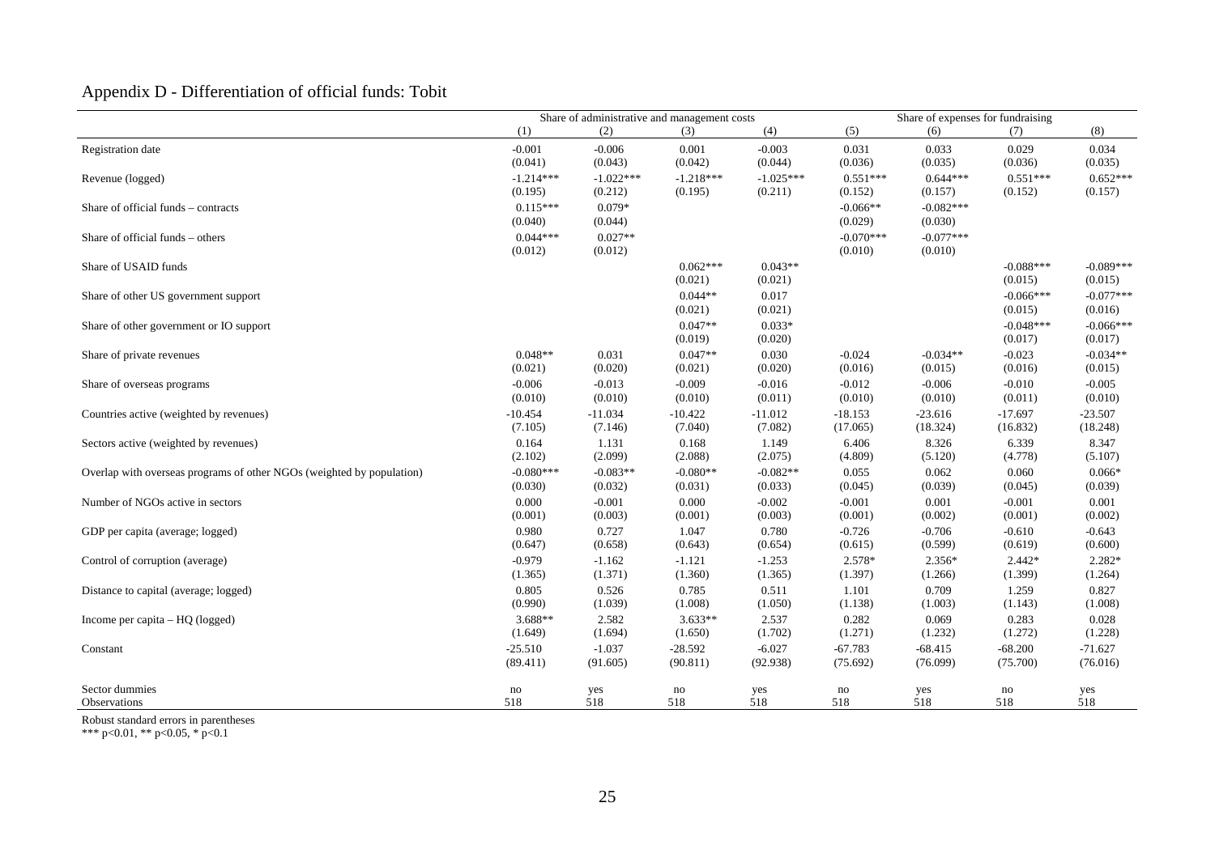## Appendix D - Differentiation of official funds: Tobit

| | Share of administrative and management costs | | | | Share of expenses for fundraising | | | |
|---|---|---|---|---|---|---|---|---|
| | (1) | (2) | (3) | (4) | (5) | (6) | (7) | (8) |
| Registration date | -0.001 | -0.006 | 0.001 | -0.003 | 0.031 | 0.033 | 0.029 | 0.034 |
| | (0.041) | (0.043) | (0.042) | (0.044) | (0.036) | (0.035) | (0.036) | (0.035) |
| Revenue (logged) | -1.214*** | -1.022*** | -1.218*** | -1.025*** | 0.551*** | 0.644*** | 0.551*** | 0.652*** |
| | (0.195) | (0.212) | (0.195) | (0.211) | (0.152) | (0.157) | (0.152) | (0.157) |
| Share of official funds – contracts | 0.115*** | 0.079* | | | -0.066** | -0.082*** | | |
| | (0.040) | (0.044) | | | (0.029) | (0.030) | | |
| Share of official funds – others | 0.044*** | 0.027** | | | -0.070*** | -0.077*** | | |
| | (0.012) | (0.012) | | | (0.010) | (0.010) | | |
| Share of USAID funds | | | 0.062*** | 0.043** | | | -0.088*** | -0.089*** |
| | | | (0.021) | (0.021) | | | (0.015) | (0.015) |
| Share of other US government support | | | 0.044** | 0.017 | | | -0.066*** | -0.077*** |
| | | | (0.021) | (0.021) | | | (0.015) | (0.016) |
| Share of other government or IO support | | | 0.047** | 0.033* | | | -0.048*** | -0.066*** |
| | | | (0.019) | (0.020) | | | (0.017) | (0.017) |
| Share of private revenues | 0.048** | 0.031 | 0.047** | 0.030 | -0.024 | -0.034** | -0.023 | -0.034** |
| | (0.021) | (0.020) | (0.021) | (0.020) | (0.016) | (0.015) | (0.016) | (0.015) |
| Share of overseas programs | -0.006 | -0.013 | -0.009 | -0.016 | -0.012 | -0.006 | -0.010 | -0.005 |
| | (0.010) | (0.010) | (0.010) | (0.011) | (0.010) | (0.010) | (0.011) | (0.010) |
| Countries active (weighted by revenues) | -10.454 | -11.034 | -10.422 | -11.012 | -18.153 | -23.616 | -17.697 | -23.507 |
| | (7.105) | (7.146) | (7.040) | (7.082) | (17.065) | (18.324) | (16.832) | (18.248) |
| Sectors active (weighted by revenues) | 0.164 | 1.131 | 0.168 | 1.149 | 6.406 | 8.326 | 6.339 | 8.347 |
| | (2.102) | (2.099) | (2.088) | (2.075) | (4.809) | (5.120) | (4.778) | (5.107) |
| Overlap with overseas programs of other NGOs (weighted by population) | -0.080*** | -0.083** | -0.080** | -0.082** | 0.055 | 0.062 | 0.060 | 0.066* |
| | (0.030) | (0.032) | (0.031) | (0.033) | (0.045) | (0.039) | (0.045) | (0.039) |
| Number of NGOs active in sectors | 0.000 | -0.001 | 0.000 | -0.002 | -0.001 | 0.001 | -0.001 | 0.001 |
| | (0.001) | (0.003) | (0.001) | (0.003) | (0.001) | (0.002) | (0.001) | (0.002) |
| GDP per capita (average; logged) | 0.980 | 0.727 | 1.047 | 0.780 | -0.726 | -0.706 | -0.610 | -0.643 |
| | (0.647) | (0.658) | (0.643) | (0.654) | (0.615) | (0.599) | (0.619) | (0.600) |
| Control of corruption (average) | -0.979 | -1.162 | -1.121 | -1.253 | 2.578* | 2.356* | 2.442* | 2.282* |
| | (1.365) | (1.371) | (1.360) | (1.365) | (1.397) | (1.266) | (1.399) | (1.264) |
| Distance to capital (average; logged) | 0.805 | 0.526 | 0.785 | 0.511 | 1.101 | 0.709 | 1.259 | 0.827 |
| | (0.990) | (1.039) | (1.008) | (1.050) | (1.138) | (1.003) | (1.143) | (1.008) |
| Income per capita – HQ (logged) | 3.688** | 2.582 | 3.633** | 2.537 | 0.282 | 0.069 | 0.283 | 0.028 |
| | (1.649) | (1.694) | (1.650) | (1.702) | (1.271) | (1.232) | (1.272) | (1.228) |
| Constant | -25.510 | -1.037 | -28.592 | -6.027 | -67.783 | -68.415 | -68.200 | -71.627 |
| | (89.411) | (91.605) | (90.811) | (92.938) | (75.692) | (76.099) | (75.700) | (76.016) |
| Sector dummies | no | yes | no | yes | no | yes | no | yes |
| Observations | 518 | 518 | 518 | 518 | 518 | 518 | 518 | 518 |

Robust standard errors in parentheses
*** p<0.01, ** p<0.05, * p<0.1